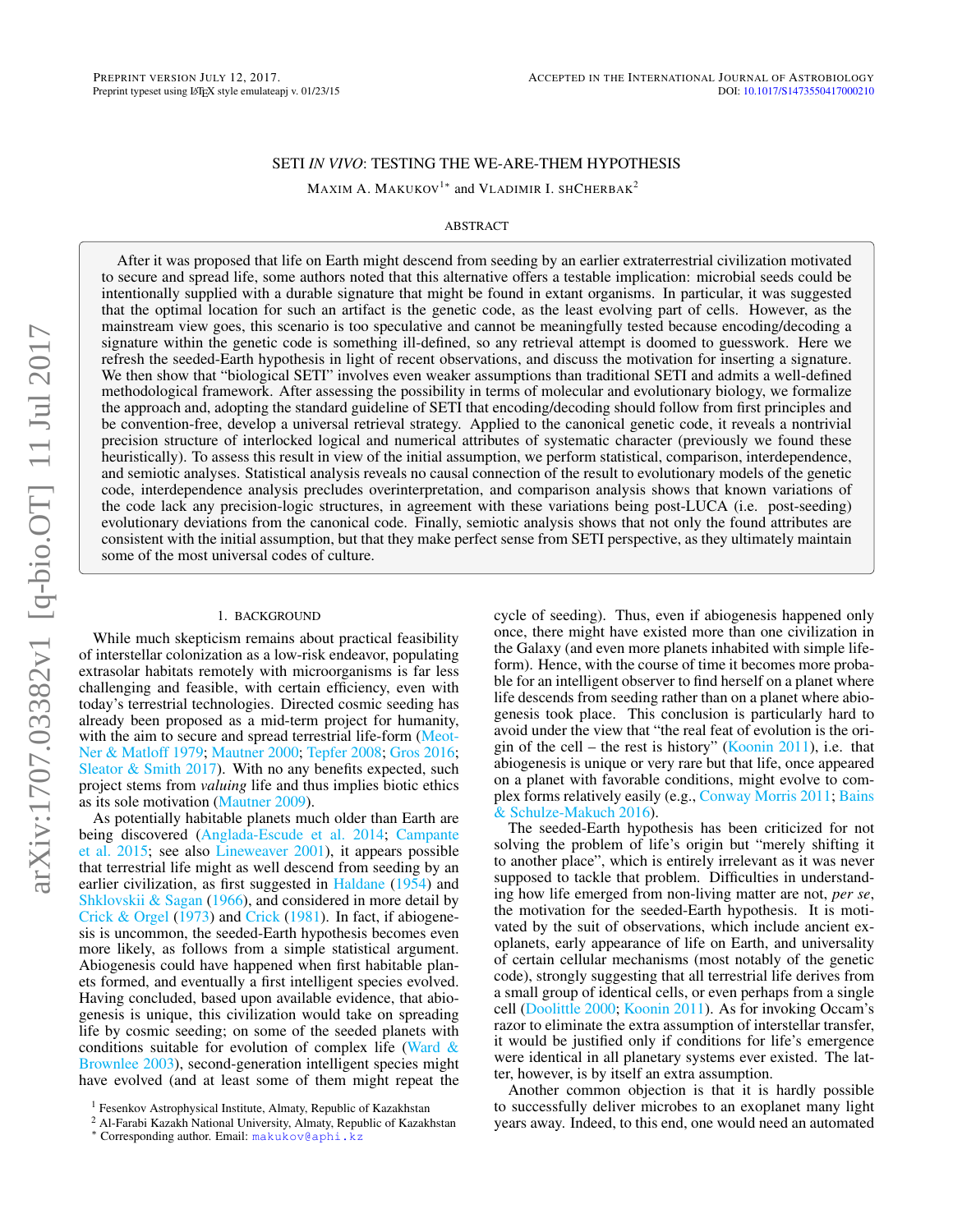# SETI *IN VIVO*: TESTING THE WE-ARE-THEM HYPOTHESIS

MAXIM A. MAKUKOV[1*] and VLADIMIR I. SHCHERBAK[2]

## ABSTRACT

After it was proposed that life on Earth might descend from seeding by an earlier extraterrestrial civilization motivated to secure and spread life, some authors noted that this alternative offers a testable implication: microbial seeds could be intentionally supplied with a durable signature that might be found in extant organisms. In particular, it was suggested that the optimal location for such an artifact is the genetic code, as the least evolving part of cells. However, as the mainstream view goes, this scenario is too speculative and cannot be meaningfully tested because encoding/decoding a signature within the genetic code is something ill-defined, so any retrieval attempt is doomed to guesswork. Here we refresh the seeded-Earth hypothesis in light of recent observations, and discuss the motivation for inserting a signature. We then show that "biological SETI" involves even weaker assumptions than traditional SETI and admits a well-defined methodological framework. After assessing the possibility in terms of molecular and evolutionary biology, we formalize the approach and, adopting the standard guideline of SETI that encoding/decoding should follow from first principles and be convention-free, develop a universal retrieval strategy. Applied to the canonical genetic code, it reveals a nontrivial precision structure of interlocked logical and numerical attributes of systematic character (previously we found these heuristically). To assess this result in view of the initial assumption, we perform statistical, comparison, interdependence, and semiotic analyses. Statistical analysis reveals no causal connection of the result to evolutionary models of the genetic code, interdependence analysis precludes overinterpretation, and comparison analysis shows that known variations of the code lack any precision-logic structures, in agreement with these variations being post-LUCA (i.e. post-seeding) evolutionary deviations from the canonical code. Finally, semiotic analysis shows that not only the found attributes are consistent with the initial assumption, but that they make perfect sense from SETI perspective, as they ultimately maintain some of the most universal codes of culture.

## 1. BACKGROUND

While much skepticism remains about practical feasibility of interstellar colonization as a low-risk endeavor, populating extrasolar habitats remotely with microorganisms is far less challenging and feasible, with certain efficiency, even with today's terrestrial technologies. Directed cosmic seeding has already been proposed as a mid-term project for humanity, with the aim to secure and spread terrestrial life-form (Meot-Ner & Matloff 1979; Mautner 2000; Tepfer 2008; Gros 2016; Sleator & Smith 2017). With no any benefits expected, such project stems from *valuing* life and thus implies biotic ethics as its sole motivation (Mautner 2009).

As potentially habitable planets much older than Earth are being discovered (Anglada-Escude et al. 2014; Campante et al. 2015; see also Lineweaver 2001), it appears possible that terrestrial life might as well descend from seeding by an earlier civilization, as first suggested in Haldane (1954) and Shklovskii & Sagan (1966), and considered in more detail by Crick & Orgel (1973) and Crick (1981). In fact, if abiogenesis is uncommon, the seeded-Earth hypothesis becomes even more likely, as follows from a simple statistical argument. Abiogenesis could have happened when first habitable planets formed, and eventually a first intelligent species evolved. Having concluded, based upon available evidence, that abiogenesis is unique, this civilization would take on spreading life by cosmic seeding; on some of the seeded planets with conditions suitable for evolution of complex life (Ward & Brownlee 2003), second-generation intelligent species might have evolved (and at least some of them might repeat the cycle of seeding). Thus, even if abiogenesis happened only once, there might have existed more than one civilization in the Galaxy (and even more planets inhabited with simple life-form). Hence, with the course of time it becomes more probable for an intelligent observer to find herself on a planet where life descends from seeding rather than on a planet where abiogenesis took place. This conclusion is particularly hard to avoid under the view that "the real feat of evolution is the origin of the cell – the rest is history" (Koonin 2011), i.e. that abiogenesis is unique or very rare but that life, once appeared on a planet with favorable conditions, might evolve to complex forms relatively easily (e.g., Conway Morris 2011; Bains & Schulze-Makuch 2016).

The seeded-Earth hypothesis has been criticized for not solving the problem of life's origin but "merely shifting it to another place", which is entirely irrelevant as it was never supposed to tackle that problem. Difficulties in understanding how life emerged from non-living matter are not, *per se*, the motivation for the seeded-Earth hypothesis. It is motivated by the suit of observations, which include ancient exoplanets, early appearance of life on Earth, and universality of certain cellular mechanisms (most notably of the genetic code), strongly suggesting that all terrestrial life derives from a small group of identical cells, or even perhaps from a single cell (Doolittle 2000; Koonin 2011). As for invoking Occam's razor to eliminate the extra assumption of interstellar transfer, it would be justified only if conditions for life's emergence were identical in all planetary systems ever existed. The latter, however, is by itself an extra assumption.

Another common objection is that it is hardly possible to successfully deliver microbes to an exoplanet many light years away. Indeed, to this end, one would need an automated

[1] Fesenkov Astrophysical Institute, Almaty, Republic of Kazakhstan
[2] Al-Farabi Kazakh National University, Almaty, Republic of Kazakhstan
[*] Corresponding author. Email: makukov@aphi.kz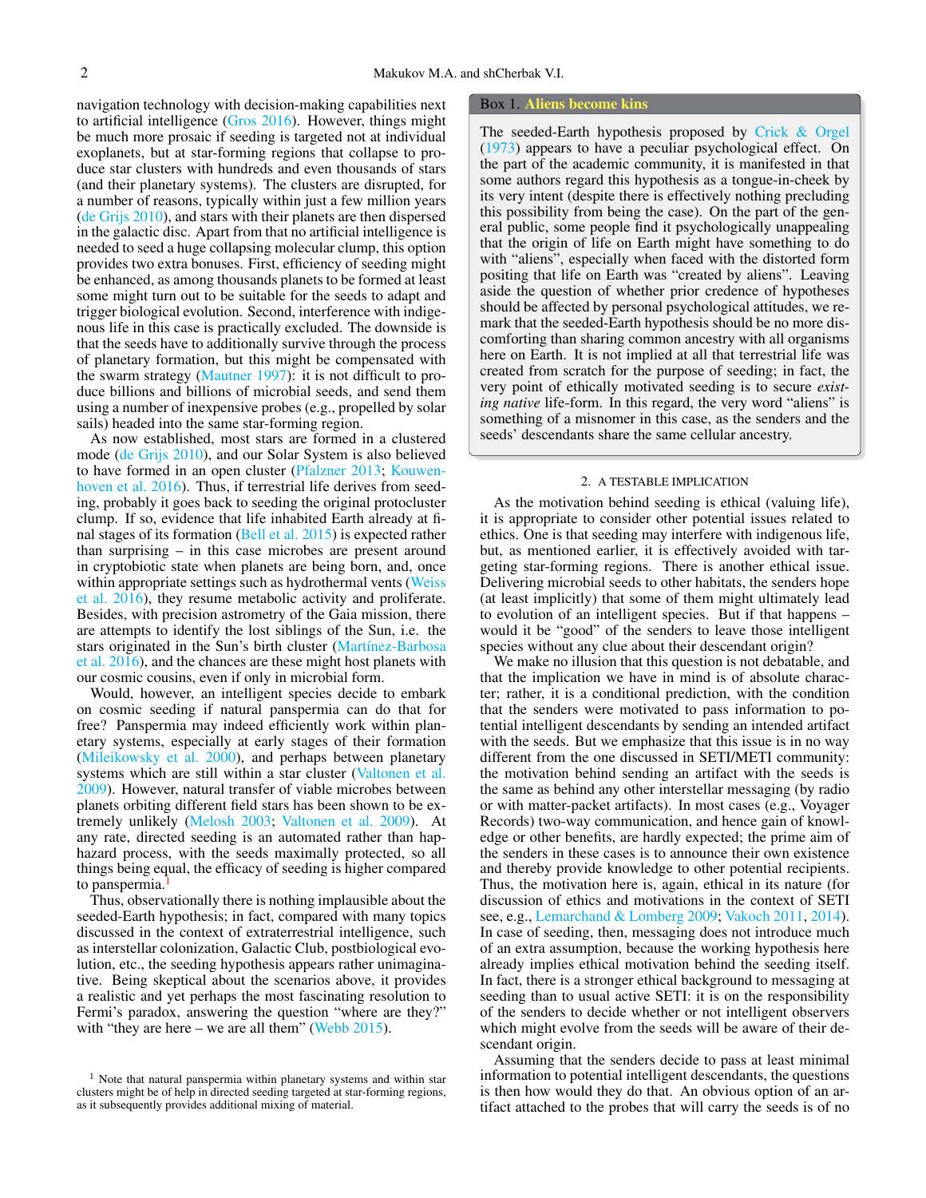navigation technology with decision-making capabilities next to artificial intelligence (Gros 2016). However, things might be much more prosaic if seeding is targeted not at individual exoplanets, but at star-forming regions that collapse to produce star clusters with hundreds and even thousands of stars (and their planetary systems). The clusters are disrupted, for a number of reasons, typically within just a few million years (de Grijs 2010), and stars with their planets are then dispersed in the galactic disc. Apart from that no artificial intelligence is needed to seed a huge collapsing molecular clump, this option provides two extra bonuses. First, efficiency of seeding might be enhanced, as among thousands planets to be formed at least some might turn out to be suitable for the seeds to adapt and trigger biological evolution. Second, interference with indigenous life in this case is practically excluded. The downside is that the seeds have to additionally survive through the process of planetary formation, but this might be compensated with the swarm strategy (Mautner 1997): it is not difficult to produce billions and billions of microbial seeds, and send them using a number of inexpensive probes (e.g., propelled by solar sails) headed into the same star-forming region.

As now established, most stars are formed in a clustered mode (de Grijs 2010), and our Solar System is also believed to have formed in an open cluster (Pfalzner 2013; Kouwenhoven et al. 2016). Thus, if terrestrial life derives from seeding, probably it goes back to seeding the original protocluster clump. If so, evidence that life inhabited Earth already at final stages of its formation (Bell et al. 2015) is expected rather than surprising – in this case microbes are present around in cryptobiotic state when planets are being born, and, once within appropriate settings such as hydrothermal vents (Weiss et al. 2016), they resume metabolic activity and proliferate. Besides, with precision astrometry of the Gaia mission, there are attempts to identify the lost siblings of the Sun, i.e. the stars originated in the Sun's birth cluster (Martínez-Barbosa et al. 2016), and the chances are these might host planets with our cosmic cousins, even if only in microbial form.

Would, however, an intelligent species decide to embark on cosmic seeding if natural panspermia can do that for free? Panspermia may indeed efficiently work within planetary systems, especially at early stages of their formation (Mileikowsky et al. 2000), and perhaps between planetary systems which are still within a star cluster (Valtonen et al. 2009). However, natural transfer of viable microbes between planets orbiting different field stars has been shown to be extremely unlikely (Melosh 2003; Valtonen et al. 2009). At any rate, directed seeding is an automated rather than haphazard process, with the seeds maximally protected, so all things being equal, the efficacy of seeding is higher compared to panspermia.[1]

Thus, observationally there is nothing implausible about the seeded-Earth hypothesis; in fact, compared with many topics discussed in the context of extraterrestrial intelligence, such as interstellar colonization, Galactic Club, postbiological evolution, etc., the seeding hypothesis appears rather unimaginative. Being skeptical about the scenarios above, it provides a realistic and yet perhaps the most fascinating resolution to Fermi's paradox, answering the question "where are they?" with "they are here – we are all them" (Webb 2015).

[1] Note that natural panspermia within planetary systems and within star clusters might be of help in directed seeding targeted at star-forming regions, as it subsequently provides additional mixing of material.

> **Box 1. Aliens become kins**
>
> The seeded-Earth hypothesis proposed by Crick & Orgel (1973) appears to have a peculiar psychological effect. On the part of the academic community, it is manifested in that some authors regard this hypothesis as a tongue-in-cheek by its very intent (despite there is effectively nothing precluding this possibility from being the case). On the part of the general public, some people find it psychologically unappealing that the origin of life on Earth might have something to do with "aliens", especially when faced with the distorted form positing that life on Earth was "created by aliens". Leaving aside the question of whether prior credence of hypotheses should be affected by personal psychological attitudes, we remark that the seeded-Earth hypothesis should be no more discomforting than sharing common ancestry with all organisms here on Earth. It is not implied at all that terrestrial life was created from scratch for the purpose of seeding; in fact, the very point of ethically motivated seeding is to secure *existing native* life-form. In this regard, the very word "aliens" is something of a misnomer in this case, as the senders and the seeds' descendants share the same cellular ancestry.

## 2. A TESTABLE IMPLICATION

As the motivation behind seeding is ethical (valuing life), it is appropriate to consider other potential issues related to ethics. One is that seeding may interfere with indigenous life, but, as mentioned earlier, it is effectively avoided with targeting star-forming regions. There is another ethical issue. Delivering microbial seeds to other habitats, the senders hope (at least implicitly) that some of them might ultimately lead to evolution of an intelligent species. But if that happens – would it be "good" of the senders to leave those intelligent species without any clue about their descendant origin?

We make no illusion that this question is not debatable, and that the implication we have in mind is of absolute character; rather, it is a conditional prediction, with the condition that the senders were motivated to pass information to potential intelligent descendants by sending an intended artifact with the seeds. But we emphasize that this issue is in no way different from the one discussed in SETI/METI community: the motivation behind sending an artifact with the seeds is the same as behind any other interstellar messaging (by radio or with matter-packet artifacts). In most cases (e.g., Voyager Records) two-way communication, and hence gain of knowledge or other benefits, are hardly expected; the prime aim of the senders in these cases is to announce their own existence and thereby provide knowledge to other potential recipients. Thus, the motivation here is, again, ethical in its nature (for discussion of ethics and motivations in the context of SETI see, e.g., Lemarchand & Lomberg 2009; Vakoch 2011, 2014). In case of seeding, then, messaging does not introduce much of an extra assumption, because the working hypothesis here already implies ethical motivation behind the seeding itself. In fact, there is a stronger ethical background to messaging at seeding than to usual active SETI: it is on the responsibility of the senders to decide whether or not intelligent observers which might evolve from the seeds will be aware of their descendant origin.

Assuming that the senders decide to pass at least minimal information to potential intelligent descendants, the questions is then how would they do that. An obvious option of an artifact attached to the probes that will carry the seeds is of no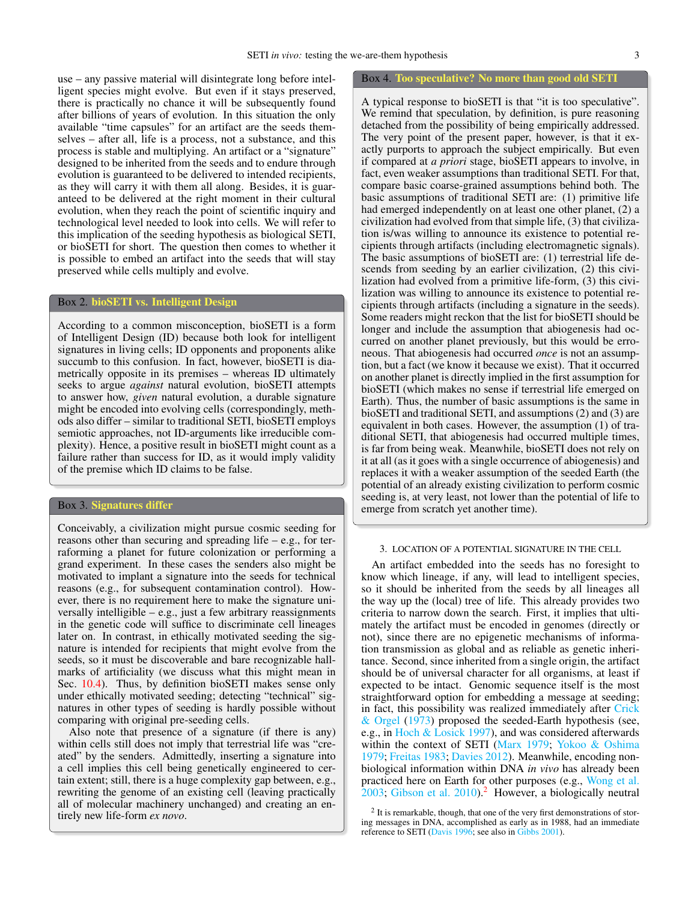use – any passive material will disintegrate long before intelligent species might evolve. But even if it stays preserved, there is practically no chance it will be subsequently found after billions of years of evolution. In this situation the only available "time capsules" for an artifact are the seeds themselves – after all, life is a process, not a substance, and this process is stable and multiplying. An artifact or a "signature" designed to be inherited from the seeds and to endure through evolution is guaranteed to be delivered to intended recipients, as they will carry it with them all along. Besides, it is guaranteed to be delivered at the right moment in their cultural evolution, when they reach the point of scientific inquiry and technological level needed to look into cells. We will refer to this implication of the seeding hypothesis as biological SETI, or bioSETI for short. The question then comes to whether it is possible to embed an artifact into the seeds that will stay preserved while cells multiply and evolve.

### Box 2. bioSETI vs. Intelligent Design

According to a common misconception, bioSETI is a form of Intelligent Design (ID) because both look for intelligent signatures in living cells; ID opponents and proponents alike succumb to this confusion. In fact, however, bioSETI is diametrically opposite in its premises – whereas ID ultimately seeks to argue *against* natural evolution, bioSETI attempts to answer how, *given* natural evolution, a durable signature might be encoded into evolving cells (correspondingly, methods also differ – similar to traditional SETI, bioSETI employs semiotic approaches, not ID-arguments like irreducible complexity). Hence, a positive result in bioSETI might count as a failure rather than success for ID, as it would imply validity of the premise which ID claims to be false.

### Box 3. Signatures differ

Conceivably, a civilization might pursue cosmic seeding for reasons other than securing and spreading life – e.g., for terraforming a planet for future colonization or performing a grand experiment. In these cases the senders also might be motivated to implant a signature into the seeds for technical reasons (e.g., for subsequent contamination control). However, there is no requirement here to make the signature universally intelligible – e.g., just a few arbitrary reassignments in the genetic code will suffice to discriminate cell lineages later on. In contrast, in ethically motivated seeding the signature is intended for recipients that might evolve from the seeds, so it must be discoverable and bare recognizable hallmarks of artificiality (we discuss what this might mean in Sec. 10.4). Thus, by definition bioSETI makes sense only under ethically motivated seeding; detecting "technical" signatures in other types of seeding is hardly possible without comparing with original pre-seeding cells.

Also note that presence of a signature (if there is any) within cells still does not imply that terrestrial life was "created" by the senders. Admittedly, inserting a signature into a cell implies this cell being genetically engineered to certain extent; still, there is a huge complexity gap between, e.g., rewriting the genome of an existing cell (leaving practically all of molecular machinery unchanged) and creating an entirely new life-form *ex novo*.

### Box 4. Too speculative? No more than good old SETI

A typical response to bioSETI is that "it is too speculative". We remind that speculation, by definition, is pure reasoning detached from the possibility of being empirically addressed. The very point of the present paper, however, is that it exactly purports to approach the subject empirically. But even if compared at *a priori* stage, bioSETI appears to involve, in fact, even weaker assumptions than traditional SETI. For that, compare basic coarse-grained assumptions behind both. The basic assumptions of traditional SETI are: (1) primitive life had emerged independently on at least one other planet, (2) a civilization had evolved from that simple life, (3) that civilization is/was willing to announce its existence to potential recipients through artifacts (including electromagnetic signals). The basic assumptions of bioSETI are: (1) terrestrial life descends from seeding by an earlier civilization, (2) this civilization had evolved from a primitive life-form, (3) this civilization was willing to announce its existence to potential recipients through artifacts (including a signature in the seeds). Some readers might reckon that the list for bioSETI should be longer and include the assumption that abiogenesis had occurred on another planet previously, but this would be erroneous. That abiogenesis had occurred *once* is not an assumption, but a fact (we know it because we exist). That it occurred on another planet is directly implied in the first assumption for bioSETI (which makes no sense if terrestrial life emerged on Earth). Thus, the number of basic assumptions is the same in bioSETI and traditional SETI, and assumptions (2) and (3) are equivalent in both cases. However, the assumption (1) of traditional SETI, that abiogenesis had occurred multiple times, is far from being weak. Meanwhile, bioSETI does not rely on it at all (as it goes with a single occurrence of abiogenesis) and replaces it with a weaker assumption of the seeded Earth (the potential of an already existing civilization to perform cosmic seeding is, at very least, not lower than the potential of life to emerge from scratch yet another time).

## 3. LOCATION OF A POTENTIAL SIGNATURE IN THE CELL

An artifact embedded into the seeds has no foresight to know which lineage, if any, will lead to intelligent species, so it should be inherited from the seeds by all lineages all the way up the (local) tree of life. This already provides two criteria to narrow down the search. First, it implies that ultimately the artifact must be encoded in genomes (directly or not), since there are no epigenetic mechanisms of information transmission as global and as reliable as genetic inheritance. Second, since inherited from a single origin, the artifact should be of universal character for all organisms, at least if expected to be intact. Genomic sequence itself is the most straightforward option for embedding a message at seeding; in fact, this possibility was realized immediately after Crick & Orgel (1973) proposed the seeded-Earth hypothesis (see, e.g., in Hoch & Losick 1997), and was considered afterwards within the context of SETI (Marx 1979; Yokoo & Oshima 1979; Freitas 1983; Davies 2012). Meanwhile, encoding non-biological information within DNA *in vivo* has already been practiced here on Earth for other purposes (e.g., Wong et al. 2003; Gibson et al. 2010).[2] However, a biologically neutral

[2] It is remarkable, though, that one of the very first demonstrations of storing messages in DNA, accomplished as early as in 1988, had an immediate reference to SETI (Davis 1996; see also in Gibbs 2001).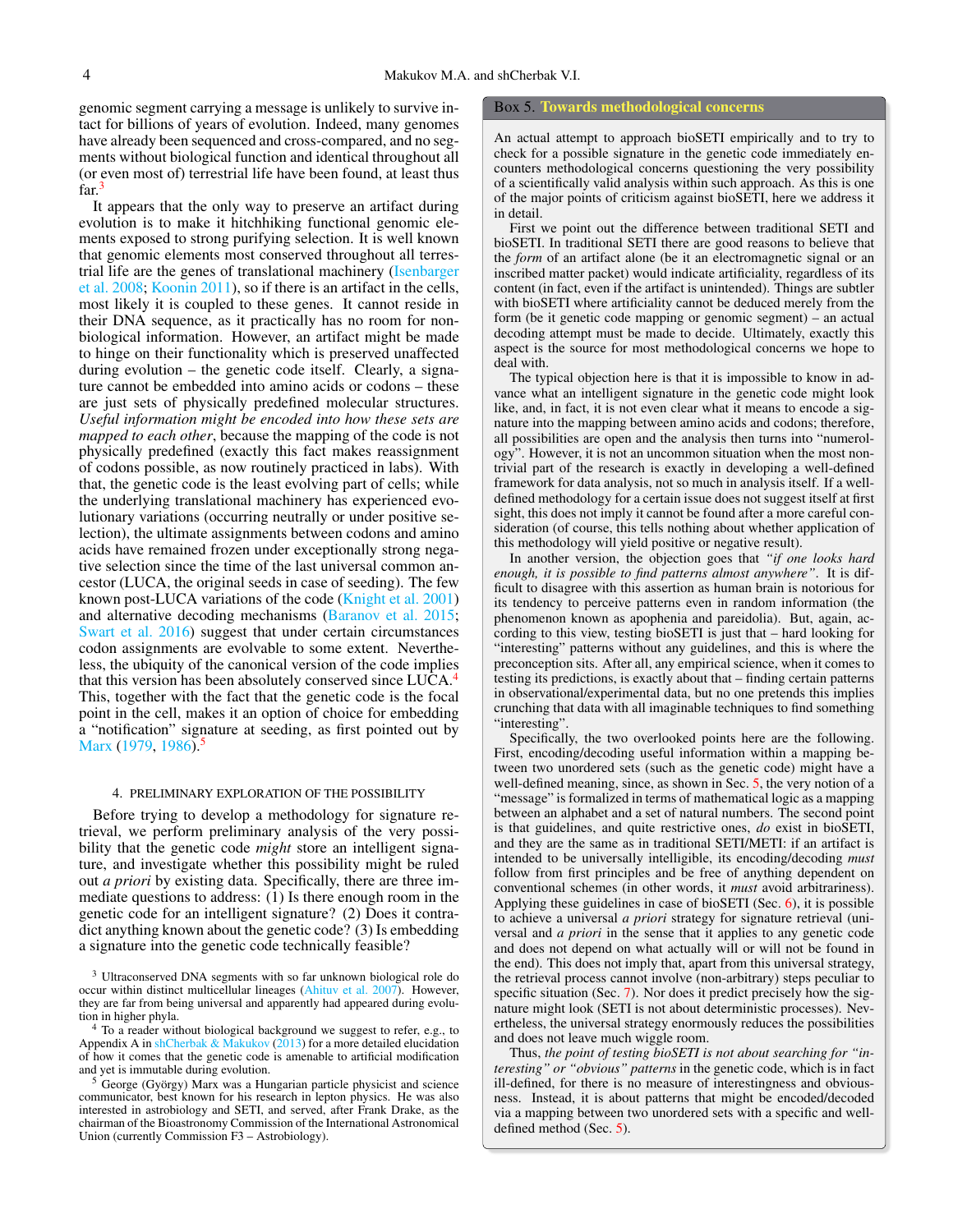genomic segment carrying a message is unlikely to survive intact for billions of years of evolution. Indeed, many genomes have already been sequenced and cross-compared, and no segments without biological function and identical throughout all (or even most of) terrestrial life have been found, at least thus far.[3]

It appears that the only way to preserve an artifact during evolution is to make it hitchhiking functional genomic elements exposed to strong purifying selection. It is well known that genomic elements most conserved throughout all terrestrial life are the genes of translational machinery (Isenbarger et al. 2008; Koonin 2011), so if there is an artifact in the cells, most likely it is coupled to these genes. It cannot reside in their DNA sequence, as it practically has no room for non-biological information. However, an artifact might be made to hinge on their functionality which is preserved unaffected during evolution – the genetic code itself. Clearly, a signature cannot be embedded into amino acids or codons – these are just sets of physically predefined molecular structures. *Useful information might be encoded into how these sets are mapped to each other*, because the mapping of the code is not physically predefined (exactly this fact makes reassignment of codons possible, as now routinely practiced in labs). With that, the genetic code is the least evolving part of cells; while the underlying translational machinery has experienced evolutionary variations (occurring neutrally or under positive selection), the ultimate assignments between codons and amino acids have remained frozen under exceptionally strong negative selection since the time of the last universal common ancestor (LUCA, the original seeds in case of seeding). The few known post-LUCA variations of the code (Knight et al. 2001) and alternative decoding mechanisms (Baranov et al. 2015; Swart et al. 2016) suggest that under certain circumstances codon assignments are evolvable to some extent. Nevertheless, the ubiquity of the canonical version of the code implies that this version has been absolutely conserved since LUCA.[4] This, together with the fact that the genetic code is the focal point in the cell, makes it an option of choice for embedding a "notification" signature at seeding, as first pointed out by Marx (1979, 1986).[5]

## 4. PRELIMINARY EXPLORATION OF THE POSSIBILITY

Before trying to develop a methodology for signature retrieval, we perform preliminary analysis of the very possibility that the genetic code *might* store an intelligent signature, and investigate whether this possibility might be ruled out *a priori* by existing data. Specifically, there are three immediate questions to address: (1) Is there enough room in the genetic code for an intelligent signature? (2) Does it contradict anything known about the genetic code? (3) Is embedding a signature into the genetic code technically feasible?

[3] Ultraconserved DNA segments with so far unknown biological role do occur within distinct multicellular lineages (Ahituv et al. 2007). However, they are far from being universal and apparently had appeared during evolution in higher phyla.

[4] To a reader without biological background we suggest to refer, e.g., to Appendix A in shCherbak & Makukov (2013) for a more detailed elucidation of how it comes that the genetic code is amenable to artificial modification and yet is immutable during evolution.

[5] George (György) Marx was a Hungarian particle physicist and science communicator, best known for his research in lepton physics. He was also interested in astrobiology and SETI, and served, after Frank Drake, as the chairman of the Bioastronomy Commission of the International Astronomical Union (currently Commission F3 – Astrobiology).

---

**Box 5. Towards methodological concerns**

An actual attempt to approach bioSETI empirically and to try to check for a possible signature in the genetic code immediately encounters methodological concerns questioning the very possibility of a scientifically valid analysis within such approach. As this is one of the major points of criticism against bioSETI, here we address it in detail.

First we point out the difference between traditional SETI and bioSETI. In traditional SETI there are good reasons to believe that the *form* of an artifact alone (be it an electromagnetic signal or an inscribed matter packet) would indicate artificiality, regardless of its content (in fact, even if the artifact is unintended). Things are subtler with bioSETI where artificiality cannot be deduced merely from the form (be it genetic code mapping or genomic segment) – an actual decoding attempt must be made to decide. Ultimately, exactly this aspect is the source for most methodological concerns we hope to deal with.

The typical objection here is that it is impossible to know in advance what an intelligent signature in the genetic code might look like, and, in fact, it is not even clear what it means to encode a signature into the mapping between amino acids and codons; therefore, all possibilities are open and the analysis then turns into "numerology". However, it is not an uncommon situation when the most nontrivial part of the research is exactly in developing a well-defined framework for data analysis, not so much in analysis itself. If a well-defined methodology for a certain issue does not suggest itself at first sight, this does not imply it cannot be found after a more careful consideration (of course, this tells nothing about whether application of this methodology will yield positive or negative result).

In another version, the objection goes that *"if one looks hard enough, it is possible to find patterns almost anywhere"*. It is difficult to disagree with this assertion as human brain is notorious for its tendency to perceive patterns even in random information (the phenomenon known as apophenia and pareidolia). But, again, according to this view, testing bioSETI is just that – hard looking for "interesting" patterns without any guidelines, and this is where the preconception sits. After all, any empirical science, when it comes to testing its predictions, is exactly about that – finding certain patterns in observational/experimental data, but no one pretends this implies crunching that data with all imaginable techniques to find something "interesting".

Specifically, the two overlooked points here are the following. First, encoding/decoding useful information within a mapping between two unordered sets (such as the genetic code) might have a well-defined meaning, since, as shown in Sec. 5, the very notion of a "message" is formalized in terms of mathematical logic as a mapping between an alphabet and a set of natural numbers. The second point is that guidelines, and quite restrictive ones, *do* exist in bioSETI, and they are the same as in traditional SETI/METI: if an artifact is intended to be universally intelligible, its encoding/decoding *must* follow from first principles and be free of anything dependent on conventional schemes (in other words, it *must* avoid arbitrariness). Applying these guidelines in case of bioSETI (Sec. 6), it is possible to achieve a universal *a priori* strategy for signature retrieval (universal and *a priori* in the sense that it applies to any genetic code and does not depend on what actually will or will not be found in the end). This does not imply that, apart from this universal strategy, the retrieval process cannot involve (non-arbitrary) steps peculiar to specific situation (Sec. 7). Nor does it predict precisely how the signature might look (SETI is not about deterministic processes). Nevertheless, the universal strategy enormously reduces the possibilities and does not leave much wiggle room.

Thus, *the point of testing bioSETI is not about searching for "interesting" or "obvious" patterns* in the genetic code, which is in fact ill-defined, for there is no measure of interestingness and obviousness. Instead, it is about patterns that might be encoded/decoded via a mapping between two unordered sets with a specific and well-defined method (Sec. 5).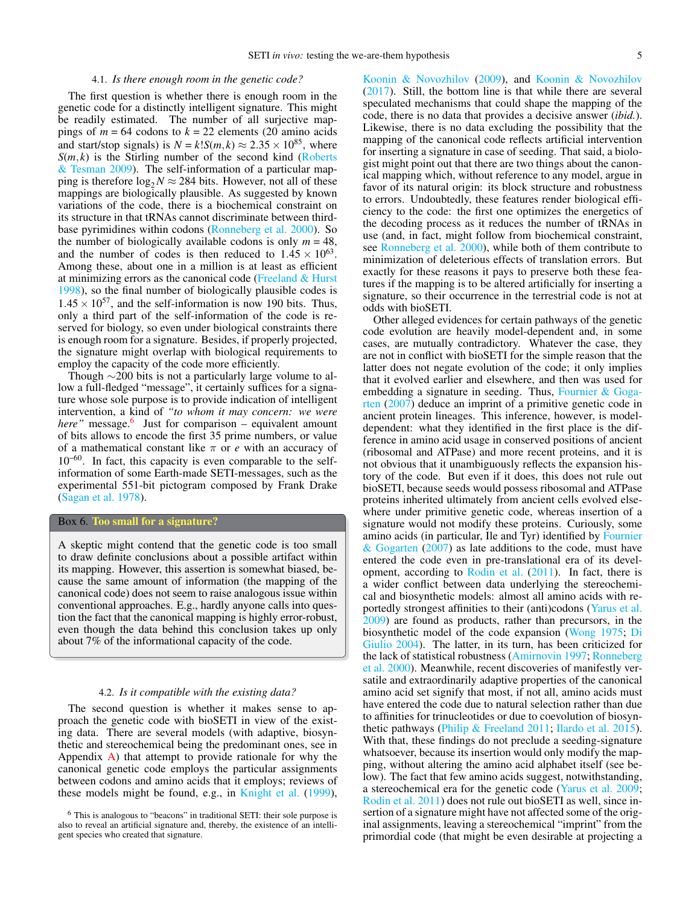### 4.1. *Is there enough room in the genetic code?*

The first question is whether there is enough room in the genetic code for a distinctly intelligent signature. This might be readily estimated. The number of all surjective mappings of $m = 64$ codons to $k = 22$ elements (20 amino acids and start/stop signals) is $N = k!S(m,k) \approx 2.35 \times 10^{85}$, where $S(m,k)$ is the Stirling number of the second kind (Roberts & Tesman 2009). The self-information of a particular mapping is therefore $\log_2 N \approx 284$ bits. However, not all of these mappings are biologically plausible. As suggested by known variations of the code, there is a biochemical constraint on its structure in that tRNAs cannot discriminate between third-base pyrimidines within codons (Ronneberg et al. 2000). So the number of biologically available codons is only $m = 48$, and the number of codes is then reduced to $1.45 \times 10^{63}$. Among these, about one in a million is at least as efficient at minimizing errors as the canonical code (Freeland & Hurst 1998), so the final number of biologically plausible codes is $1.45 \times 10^{57}$, and the self-information is now 190 bits. Thus, only a third part of the self-information of the code is reserved for biology, so even under biological constraints there is enough room for a signature. Besides, if properly projected, the signature might overlap with biological requirements to employ the capacity of the code more efficiently.

Though $\sim$200 bits is not a particularly large volume to allow a full-fledged "message", it certainly suffices for a signature whose sole purpose is to provide indication of intelligent intervention, a kind of *"to whom it may concern: we were here"* message.[6] Just for comparison – equivalent amount of bits allows to encode the first 35 prime numbers, or value of a mathematical constant like $\pi$ or $e$ with an accuracy of $10^{-60}$. In fact, this capacity is even comparable to the self-information of some Earth-made SETI-messages, such as the experimental 551-bit pictogram composed by Frank Drake (Sagan et al. 1978).

> **Box 6. Too small for a signature?**
>
> A skeptic might contend that the genetic code is too small to draw definite conclusions about a possible artifact within its mapping. However, this assertion is somewhat biased, because the same amount of information (the mapping of the canonical code) does not seem to raise analogous issue within conventional approaches. E.g., hardly anyone calls into question the fact that the canonical mapping is highly error-robust, even though the data behind this conclusion takes up only about 7% of the informational capacity of the code.

### 4.2. *Is it compatible with the existing data?*

The second question is whether it makes sense to approach the genetic code with bioSETI in view of the existing data. There are several models (with adaptive, biosynthetic and stereochemical being the predominant ones, see in Appendix A) that attempt to provide rationale for why the canonical genetic code employs the particular assignments between codons and amino acids that it employs; reviews of these models might be found, e.g., in Knight et al. (1999), Koonin & Novozhilov (2009), and Koonin & Novozhilov (2017). Still, the bottom line is that while there are several speculated mechanisms that could shape the mapping of the code, there is no data that provides a decisive answer (*ibid.*). Likewise, there is no data excluding the possibility that the mapping of the canonical code reflects artificial intervention for inserting a signature in case of seeding. That said, a biologist might point out that there are two things about the canonical mapping which, without reference to any model, argue in favor of its natural origin: its block structure and robustness to errors. Undoubtedly, these features render biological efficiency to the code: the first one optimizes the energetics of the decoding process as it reduces the number of tRNAs in use (and, in fact, might follow from biochemical constraint, see Ronneberg et al. 2000), while both of them contribute to minimization of deleterious effects of translation errors. But exactly for these reasons it pays to preserve both these features if the mapping is to be altered artificially for inserting a signature, so their occurrence in the terrestrial code is not at odds with bioSETI.

Other alleged evidences for certain pathways of the genetic code evolution are heavily model-dependent and, in some cases, are mutually contradictory. Whatever the case, they are not in conflict with bioSETI for the simple reason that the latter does not negate evolution of the code; it only implies that it evolved earlier and elsewhere, and then was used for embedding a signature in seeding. Thus, Fournier & Gogarten (2007) deduce an imprint of a primitive genetic code in ancient protein lineages. This inference, however, is model-dependent: what they identified in the first place is the difference in amino acid usage in conserved positions of ancient (ribosomal and ATPase) and more recent proteins, and it is not obvious that it unambiguously reflects the expansion history of the code. But even if it does, this does not rule out bioSETI, because seeds would possess ribosomal and ATPase proteins inherited ultimately from ancient cells evolved elsewhere under primitive genetic code, whereas insertion of a signature would not modify these proteins. Curiously, some amino acids (in particular, Ile and Tyr) identified by Fournier & Gogarten (2007) as late additions to the code, must have entered the code even in pre-translational era of its development, according to Rodin et al. (2011). In fact, there is a wider conflict between data underlying the stereochemical and biosynthetic models: almost all amino acids with reportedly strongest affinities to their (anti)codons (Yarus et al. 2009) are found as products, rather than precursors, in the biosynthetic model of the code expansion (Wong 1975; Di Giulio 2004). The latter, in its turn, has been criticized for the lack of statistical robustness (Amirnovin 1997; Ronneberg et al. 2000). Meanwhile, recent discoveries of manifestly versatile and extraordinarily adaptive properties of the canonical amino acid set signify that most, if not all, amino acids must have entered the code due to natural selection rather than due to affinities for trinucleotides or due to coevolution of biosynthetic pathways (Philip & Freeland 2011; Ilardo et al. 2015). With that, these findings do not preclude a seeding-signature whatsoever, because its insertion would only modify the mapping, without altering the amino acid alphabet itself (see below). The fact that few amino acids suggest, notwithstanding, a stereochemical era for the genetic code (Yarus et al. 2009; Rodin et al. 2011) does not rule out bioSETI as well, since insertion of a signature might have not affected some of the original assignments, leaving a stereochemical "imprint" from the primordial code (that might be even desirable at projecting a

[6] This is analogous to "beacons" in traditional SETI: their sole purpose is also to reveal an artificial signature and, thereby, the existence of an intelligent species who created that signature.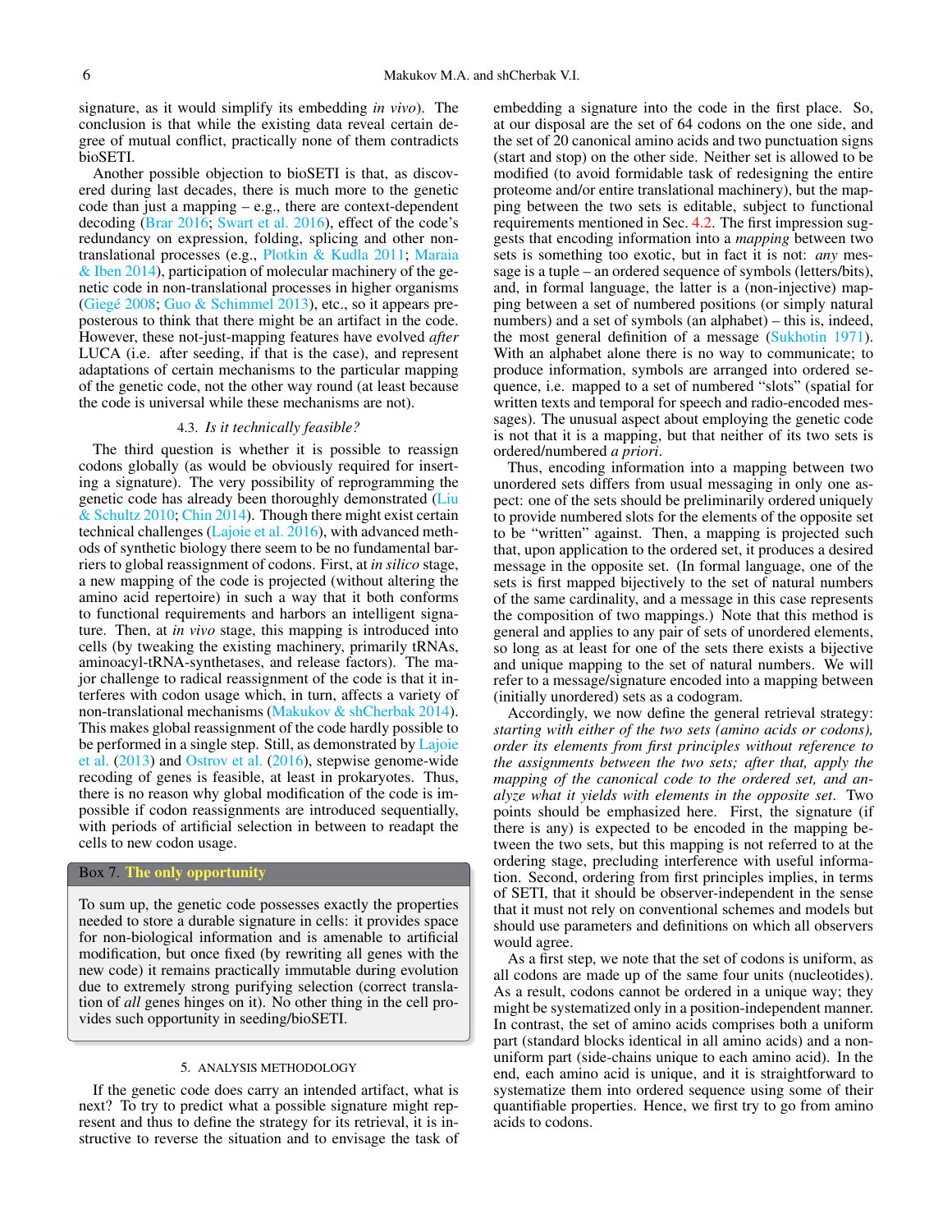signature, as it would simplify its embedding *in vivo*). The conclusion is that while the existing data reveal certain degree of mutual conflict, practically none of them contradicts bioSETI.

Another possible objection to bioSETI is that, as discovered during last decades, there is much more to the genetic code than just a mapping – e.g., there are context-dependent decoding (Brar 2016; Swart et al. 2016), effect of the code's redundancy on expression, folding, splicing and other non-translational processes (e.g., Plotkin & Kudla 2011; Maraia & Iben 2014), participation of molecular machinery of the genetic code in non-translational processes in higher organisms (Giegé 2008; Guo & Schimmel 2013), etc., so it appears preposterous to think that there might be an artifact in the code. However, these not-just-mapping features have evolved *after* LUCA (i.e. after seeding, if that is the case), and represent adaptations of certain mechanisms to the particular mapping of the genetic code, not the other way round (at least because the code is universal while these mechanisms are not).

### 4.3. *Is it technically feasible?*

The third question is whether it is possible to reassign codons globally (as would be obviously required for inserting a signature). The very possibility of reprogramming the genetic code has already been thoroughly demonstrated (Liu & Schultz 2010; Chin 2014). Though there might exist certain technical challenges (Lajoie et al. 2016), with advanced methods of synthetic biology there seem to be no fundamental barriers to global reassignment of codons. First, at *in silico* stage, a new mapping of the code is projected (without altering the amino acid repertoire) in such a way that it both conforms to functional requirements and harbors an intelligent signature. Then, at *in vivo* stage, this mapping is introduced into cells (by tweaking the existing machinery, primarily tRNAs, aminoacyl-tRNA-synthetases, and release factors). The major challenge to radical reassignment of the code is that it interferes with codon usage which, in turn, affects a variety of non-translational mechanisms (Makukov & shCherbak 2014). This makes global reassignment of the code hardly possible to be performed in a single step. Still, as demonstrated by Lajoie et al. (2013) and Ostrov et al. (2016), stepwise genome-wide recoding of genes is feasible, at least in prokaryotes. Thus, there is no reason why global modification of the code is impossible if codon reassignments are introduced sequentially, with periods of artificial selection in between to readapt the cells to new codon usage.

> **Box 7. The only opportunity**
>
> To sum up, the genetic code possesses exactly the properties needed to store a durable signature in cells: it provides space for non-biological information and is amenable to artificial modification, but once fixed (by rewriting all genes with the new code) it remains practically immutable during evolution due to extremely strong purifying selection (correct translation of *all* genes hinges on it). No other thing in the cell provides such opportunity in seeding/bioSETI.

## 5. ANALYSIS METHODOLOGY

If the genetic code does carry an intended artifact, what is next? To try to predict what a possible signature might represent and thus to define the strategy for its retrieval, it is instructive to reverse the situation and to envisage the task of embedding a signature into the code in the first place. So, at our disposal are the set of 64 codons on the one side, and the set of 20 canonical amino acids and two punctuation signs (start and stop) on the other side. Neither set is allowed to be modified (to avoid formidable task of redesigning the entire proteome and/or entire translational machinery), but the mapping between the two sets is editable, subject to functional requirements mentioned in Sec. 4.2. The first impression suggests that encoding information into a *mapping* between two sets is something too exotic, but in fact it is not: *any* message is a tuple – an ordered sequence of symbols (letters/bits), and, in formal language, the latter is a (non-injective) mapping between a set of numbered positions (or simply natural numbers) and a set of symbols (an alphabet) – this is, indeed, the most general definition of a message (Sukhotin 1971). With an alphabet alone there is no way to communicate; to produce information, symbols are arranged into ordered sequence, i.e. mapped to a set of numbered "slots" (spatial for written texts and temporal for speech and radio-encoded messages). The unusual aspect about employing the genetic code is not that it is a mapping, but that neither of its two sets is ordered/numbered *a priori*.

Thus, encoding information into a mapping between two unordered sets differs from usual messaging in only one aspect: one of the sets should be preliminarily ordered uniquely to provide numbered slots for the elements of the opposite set to be "written" against. Then, a mapping is projected such that, upon application to the ordered set, it produces a desired message in the opposite set. (In formal language, one of the sets is first mapped bijectively to the set of natural numbers of the same cardinality, and a message in this case represents the composition of two mappings.) Note that this method is general and applies to any pair of sets of unordered elements, so long as at least for one of the sets there exists a bijective and unique mapping to the set of natural numbers. We will refer to a message/signature encoded into a mapping between (initially unordered) sets as a codogram.

Accordingly, we now define the general retrieval strategy: *starting with either of the two sets (amino acids or codons), order its elements from first principles without reference to the assignments between the two sets; after that, apply the mapping of the canonical code to the ordered set, and analyze what it yields with elements in the opposite set*. Two points should be emphasized here. First, the signature (if there is any) is expected to be encoded in the mapping between the two sets, but this mapping is not referred to at the ordering stage, precluding interference with useful information. Second, ordering from first principles implies, in terms of SETI, that it should be observer-independent in the sense that it must not rely on conventional schemes and models but should use parameters and definitions on which all observers would agree.

As a first step, we note that the set of codons is uniform, as all codons are made up of the same four units (nucleotides). As a result, codons cannot be ordered in a unique way; they might be systematized only in a position-independent manner. In contrast, the set of amino acids comprises both a uniform part (standard blocks identical in all amino acids) and a non-uniform part (side-chains unique to each amino acid). In the end, each amino acid is unique, and it is straightforward to systematize them into ordered sequence using some of their quantifiable properties. Hence, we first try to go from amino acids to codons.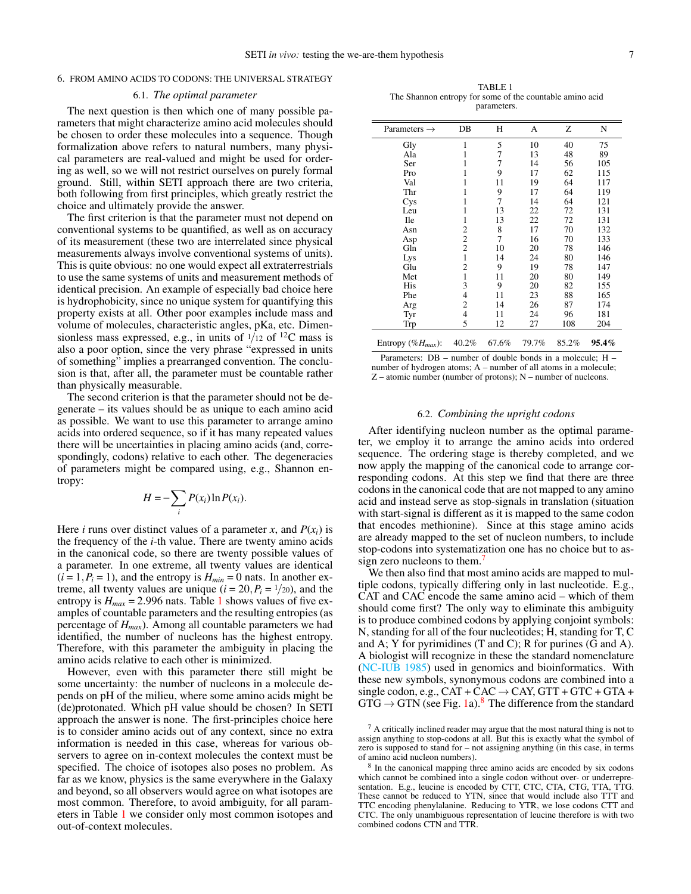## 6. FROM AMINO ACIDS TO CODONS: THE UNIVERSAL STRATEGY

### 6.1. *The optimal parameter*

The next question is then which one of many possible parameters that might characterize amino acid molecules should be chosen to order these molecules into a sequence. Though formalization above refers to natural numbers, many physical parameters are real-valued and might be used for ordering as well, so we will not restrict ourselves on purely formal ground. Still, within SETI approach there are two criteria, both following from first principles, which greatly restrict the choice and ultimately provide the answer.

The first criterion is that the parameter must not depend on conventional systems to be quantified, as well as on accuracy of its measurement (these two are interrelated since physical measurements always involve conventional systems of units). This is quite obvious: no one would expect all extraterrestrials to use the same systems of units and measurement methods of identical precision. An example of especially bad choice here is hydrophobicity, since no unique system for quantifying this property exists at all. Other poor examples include mass and volume of molecules, characteristic angles, pKa, etc. Dimensionless mass expressed, e.g., in units of $1/12$ of $^{12}$C mass is also a poor option, since the very phrase "expressed in units of something" implies a prearranged convention. The conclusion is that, after all, the parameter must be countable rather than physically measurable.

The second criterion is that the parameter should not be degenerate – its values should be as unique to each amino acid as possible. We want to use this parameter to arrange amino acids into ordered sequence, so if it has many repeated values there will be uncertainties in placing amino acids (and, correspondingly, codons) relative to each other. The degeneracies of parameters might be compared using, e.g., Shannon entropy:

$$H = -\sum_i P(x_i) \ln P(x_i).$$

Here $i$ runs over distinct values of a parameter $x$, and $P(x_i)$ is the frequency of the $i$-th value. There are twenty amino acids in the canonical code, so there are twenty possible values of a parameter. In one extreme, all twenty values are identical ($i = 1, P_i = 1$), and the entropy is $H_{min} = 0$ nats. In another extreme, all twenty values are unique ($i = 20, P_i = 1/20$), and the entropy is $H_{max} = 2.996$ nats. Table 1 shows values of five examples of countable parameters and the resulting entropies (as percentage of $H_{max}$). Among all countable parameters we had identified, the number of nucleons has the highest entropy. Therefore, with this parameter the ambiguity in placing the amino acids relative to each other is minimized.

However, even with this parameter there still might be some uncertainty: the number of nucleons in a molecule depends on pH of the milieu, where some amino acids might be (de)protonated. Which pH value should be chosen? In SETI approach the answer is none. The first-principles choice here is to consider amino acids out of any context, since no extra information is needed in this case, whereas for various observers to agree on in-context molecules the context must be specified. The choice of isotopes also poses no problem. As far as we know, physics is the same everywhere in the Galaxy and beyond, so all observers would agree on what isotopes are most common. Therefore, to avoid ambiguity, for all parameters in Table 1 we consider only most common isotopes and out-of-context molecules.

TABLE 1
The Shannon entropy for some of the countable amino acid parameters.

| Parameters → | DB | H | A | Z | N |
|---|---|---|---|---|---|
| Gly | 1 | 5 | 10 | 40 | 75 |
| Ala | 1 | 7 | 13 | 48 | 89 |
| Ser | 1 | 7 | 14 | 56 | 105 |
| Pro | 1 | 9 | 17 | 62 | 115 |
| Val | 1 | 11 | 19 | 64 | 117 |
| Thr | 1 | 9 | 17 | 64 | 119 |
| Cys | 1 | 7 | 14 | 64 | 121 |
| Leu | 1 | 13 | 22 | 72 | 131 |
| Ile | 1 | 13 | 22 | 72 | 131 |
| Asn | 2 | 8 | 17 | 70 | 132 |
| Asp | 2 | 7 | 16 | 70 | 133 |
| Gln | 2 | 10 | 20 | 78 | 146 |
| Lys | 1 | 14 | 24 | 80 | 146 |
| Glu | 2 | 9 | 19 | 78 | 147 |
| Met | 1 | 11 | 20 | 80 | 149 |
| His | 3 | 9 | 20 | 82 | 155 |
| Phe | 4 | 11 | 23 | 88 | 165 |
| Arg | 2 | 14 | 26 | 87 | 174 |
| Tyr | 4 | 11 | 24 | 96 | 181 |
| Trp | 5 | 12 | 27 | 108 | 204 |
| Entropy (%$H_{max}$): | 40.2% | 67.6% | 79.7% | 85.2% | **95.4%** |

Parameters: DB – number of double bonds in a molecule; H – number of hydrogen atoms; A – number of all atoms in a molecule; Z – atomic number (number of protons); N – number of nucleons.

### 6.2. *Combining the upright codons*

After identifying nucleon number as the optimal parameter, we employ it to arrange the amino acids into ordered sequence. The ordering stage is thereby completed, and we now apply the mapping of the canonical code to arrange corresponding codons. At this step we find that there are three codons in the canonical code that are not mapped to any amino acid and instead serve as stop-signals in translation (situation with start-signal is different as it is mapped to the same codon that encodes methionine). Since at this stage amino acids are already mapped to the set of nucleon numbers, to include stop-codons into systematization one has no choice but to assign zero nucleons to them.[7]

We then also find that most amino acids are mapped to multiple codons, typically differing only in last nucleotide. E.g., CAT and CAC encode the same amino acid – which of them should come first? The only way to eliminate this ambiguity is to produce combined codons by applying conjoint symbols: N, standing for all of the four nucleotides; H, standing for T, C and A; Y for pyrimidines (T and C); R for purines (G and A). A biologist will recognize in these the standard nomenclature (NC-IUB 1985) used in genomics and bioinformatics. With these new symbols, synonymous codons are combined into a single codon, e.g., CAT + CAC → CAY, GTT + GTC + GTA + GTG → GTN (see Fig. 1a).[8] The difference from the standard

[7] A critically inclined reader may argue that the most natural thing is not to assign anything to stop-codons at all. But this is exactly what the symbol of zero is supposed to stand for – not assigning anything (in this case, in terms of amino acid nucleon numbers).

[8] In the canonical mapping three amino acids are encoded by six codons which cannot be combined into a single codon without over- or underrepresentation. E.g., leucine is encoded by CTT, CTC, CTA, CTG, TTA, TTG. These cannot be reduced to YTN, since that would include also TTT and TTC encoding phenylalanine. Reducing to YTR, we lose codons CTT and CTC. The only unambiguous representation of leucine therefore is with two combined codons CTN and TTR.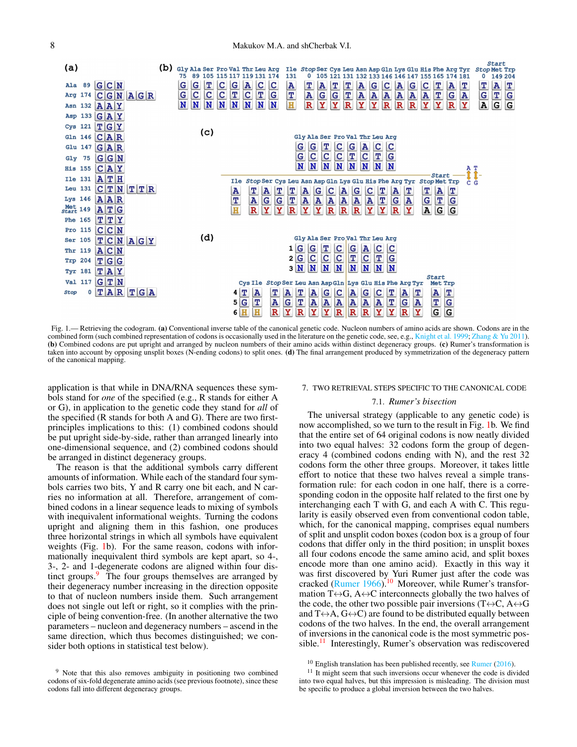Fig. 1.— Retrieving the codogram. **(a)** Conventional inverse table of the canonical genetic code. Nucleon numbers of amino acids are shown. Codons are in the combined form (such combined representation of codons is occasionally used in the literature on the genetic code, see, e.g., Knight et al. 1999; Zhang & Yu 2011). **(b)** Combined codons are put upright and arranged by nucleon numbers of their amino acids within distinct degeneracy groups. **(c)** Rumer's transformation is taken into account by opposing unsplit boxes (N-ending codons) to split ones. **(d)** The final arrangement produced by symmetrization of the degeneracy pattern of the canonical mapping.

application is that while in DNA/RNA sequences these symbols stand for *one* of the specified (e.g., R stands for either A or G), in application to the genetic code they stand for *all* of the specified (R stands for both A and G). There are two first-principles implications to this: (1) combined codons should be put upright side-by-side, rather than arranged linearly into one-dimensional sequence, and (2) combined codons should be arranged in distinct degeneracy groups.

The reason is that the additional symbols carry different amounts of information. While each of the standard four symbols carries two bits, Y and R carry one bit each, and N carries no information at all. Therefore, arrangement of combined codons in a linear sequence leads to mixing of symbols with inequivalent informational weights. Turning the codons upright and aligning them in this fashion, one produces three horizontal strings in which all symbols have equivalent weights (Fig. 1b). For the same reason, codons with informationally inequivalent third symbols are kept apart, so 4-, 3-, 2- and 1-degenerate codons are aligned within four distinct groups.[9] The four groups themselves are arranged by their degeneracy number increasing in the direction opposite to that of nucleon numbers inside them. Such arrangement does not single out left or right, so it complies with the principle of being convention-free. (In another alternative the two parameters – nucleon and degeneracy numbers – ascend in the same direction, which thus becomes distinguished; we consider both options in statistical test below).

## 7. TWO RETRIEVAL STEPS SPECIFIC TO THE CANONICAL CODE

### 7.1. *Rumer's bisection*

The universal strategy (applicable to any genetic code) is now accomplished, so we turn to the result in Fig. 1b. We find that the entire set of 64 original codons is now neatly divided into two equal halves: 32 codons form the group of degeneracy 4 (combined codons ending with N), and the rest 32 codons form the other three groups. Moreover, it takes little effort to notice that these two halves reveal a simple transformation rule: for each codon in one half, there is a corresponding codon in the opposite half related to the first one by interchanging each T with G, and each A with C. This regularity is easily observed even from conventional codon table, which, for the canonical mapping, comprises equal numbers of split and unsplit codon boxes (codon box is a group of four codons that differ only in the third position; in unsplit boxes all four codons encode the same amino acid, and split boxes encode more than one amino acid). Exactly in this way it was first discovered by Yuri Rumer just after the code was cracked (Rumer 1966).[10] Moreover, while Rumer's transformation T↔G, A↔C interconnects globally the two halves of the code, the other two possible pair inversions (T↔C, A↔G and T↔A, G↔C) are found to be distributed equally between codons of the two halves. In the end, the overall arrangement of inversions in the canonical code is the most symmetric possible.[11] Interestingly, Rumer's observation was rediscovered

[9] Note that this also removes ambiguity in positioning two combined codons of six-fold degenerate amino acids (see previous footnote), since these codons fall into different degeneracy groups.

[10] English translation has been published recently, see Rumer (2016).

[11] It might seem that such inversions occur whenever the code is divided into two equal halves, but this impression is misleading. The division must be specific to produce a global inversion between the two halves.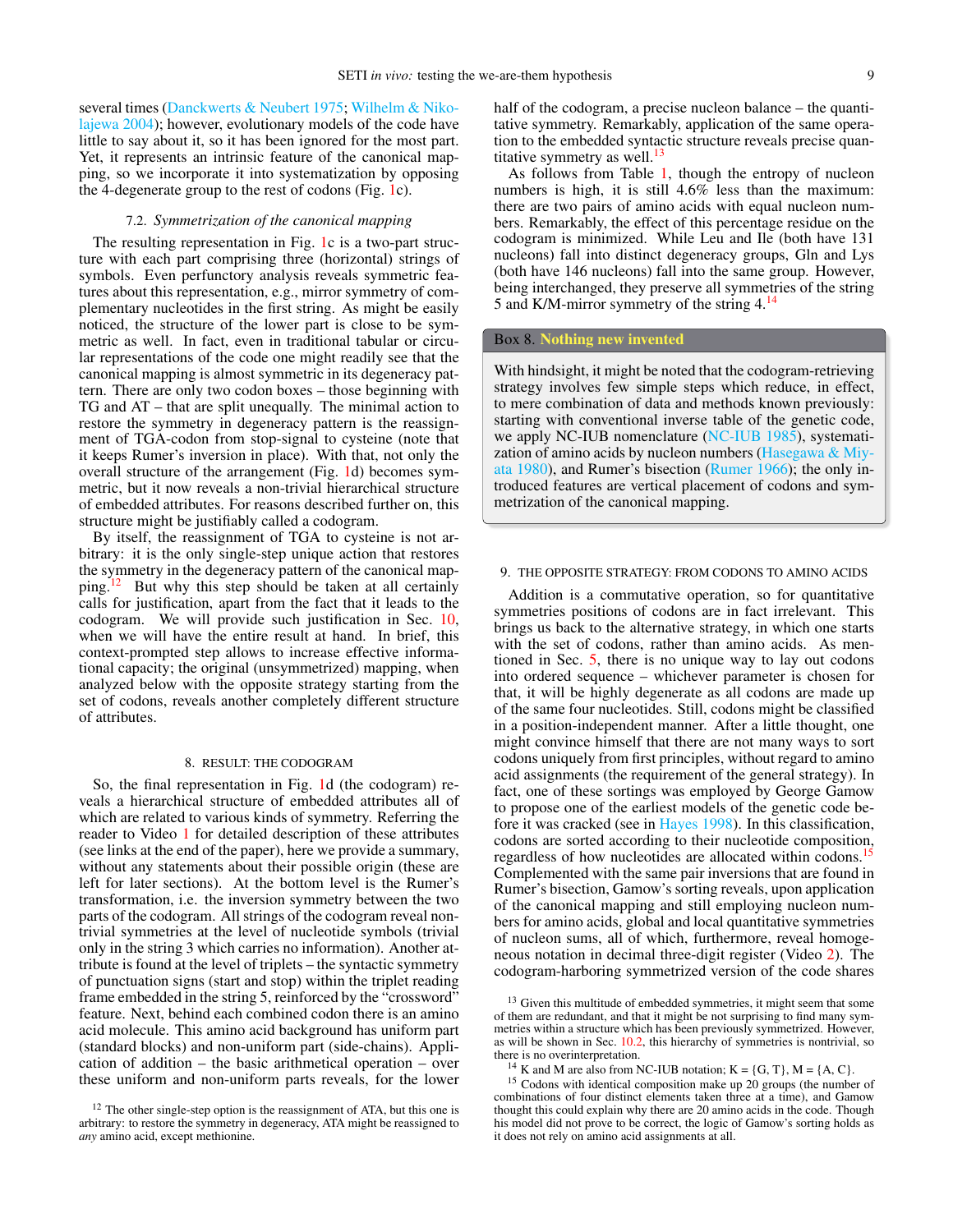several times (Danckwerts & Neubert 1975; Wilhelm & Nikolajewa 2004); however, evolutionary models of the code have little to say about it, so it has been ignored for the most part. Yet, it represents an intrinsic feature of the canonical mapping, so we incorporate it into systematization by opposing the 4-degenerate group to the rest of codons (Fig. 1c).

### 7.2. *Symmetrization of the canonical mapping*

The resulting representation in Fig. 1c is a two-part structure with each part comprising three (horizontal) strings of symbols. Even perfunctory analysis reveals symmetric features about this representation, e.g., mirror symmetry of complementary nucleotides in the first string. As might be easily noticed, the structure of the lower part is close to be symmetric as well. In fact, even in traditional tabular or circular representations of the code one might readily see that the canonical mapping is almost symmetric in its degeneracy pattern. There are only two codon boxes – those beginning with TG and AT – that are split unequally. The minimal action to restore the symmetry in degeneracy pattern is the reassignment of TGA-codon from stop-signal to cysteine (note that it keeps Rumer's inversion in place). With that, not only the overall structure of the arrangement (Fig. 1d) becomes symmetric, but it now reveals a non-trivial hierarchical structure of embedded attributes. For reasons described further on, this structure might be justifiably called a codogram.

By itself, the reassignment of TGA to cysteine is not arbitrary: it is the only single-step unique action that restores the symmetry in the degeneracy pattern of the canonical mapping.[12] But why this step should be taken at all certainly calls for justification, apart from the fact that it leads to the codogram. We will provide such justification in Sec. 10, when we will have the entire result at hand. In brief, this context-prompted step allows to increase effective informational capacity; the original (unsymmetrized) mapping, when analyzed below with the opposite strategy starting from the set of codons, reveals another completely different structure of attributes.

## 8. RESULT: THE CODOGRAM

So, the final representation in Fig. 1d (the codogram) reveals a hierarchical structure of embedded attributes all of which are related to various kinds of symmetry. Referring the reader to Video 1 for detailed description of these attributes (see links at the end of the paper), here we provide a summary, without any statements about their possible origin (these are left for later sections). At the bottom level is the Rumer's transformation, i.e. the inversion symmetry between the two parts of the codogram. All strings of the codogram reveal nontrivial symmetries at the level of nucleotide symbols (trivial only in the string 3 which carries no information). Another attribute is found at the level of triplets – the syntactic symmetry of punctuation signs (start and stop) within the triplet reading frame embedded in the string 5, reinforced by the "crossword" feature. Next, behind each combined codon there is an amino acid molecule. This amino acid background has uniform part (standard blocks) and non-uniform part (side-chains). Application of addition – the basic arithmetical operation – over these uniform and non-uniform parts reveals, for the lower half of the codogram, a precise nucleon balance – the quantitative symmetry. Remarkably, application of the same operation to the embedded syntactic structure reveals precise quantitative symmetry as well.[13]

As follows from Table 1, though the entropy of nucleon numbers is high, it is still 4.6% less than the maximum: there are two pairs of amino acids with equal nucleon numbers. Remarkably, the effect of this percentage residue on the codogram is minimized. While Leu and Ile (both have 131 nucleons) fall into distinct degeneracy groups, Gln and Lys (both have 146 nucleons) fall into the same group. However, being interchanged, they preserve all symmetries of the string 5 and K/M-mirror symmetry of the string 4.[14]

> **Box 8. Nothing new invented**
>
> With hindsight, it might be noted that the codogram-retrieving strategy involves few simple steps which reduce, in effect, to mere combination of data and methods known previously: starting with conventional inverse table of the genetic code, we apply NC-IUB nomenclature (NC-IUB 1985), systematization of amino acids by nucleon numbers (Hasegawa & Miyata 1980), and Rumer's bisection (Rumer 1966); the only introduced features are vertical placement of codons and symmetrization of the canonical mapping.

## 9. THE OPPOSITE STRATEGY: FROM CODONS TO AMINO ACIDS

Addition is a commutative operation, so for quantitative symmetries positions of codons are in fact irrelevant. This brings us back to the alternative strategy, in which one starts with the set of codons, rather than amino acids. As mentioned in Sec. 5, there is no unique way to lay out codons into ordered sequence – whichever parameter is chosen for that, it will be highly degenerate as all codons are made up of the same four nucleotides. Still, codons might be classified in a position-independent manner. After a little thought, one might convince himself that there are not many ways to sort codons uniquely from first principles, without regard to amino acid assignments (the requirement of the general strategy). In fact, one of these sortings was employed by George Gamow to propose one of the earliest models of the genetic code before it was cracked (see in Hayes 1998). In this classification, codons are sorted according to their nucleotide composition, regardless of how nucleotides are allocated within codons.[15] Complemented with the same pair inversions that are found in Rumer's bisection, Gamow's sorting reveals, upon application of the canonical mapping and still employing nucleon numbers for amino acids, global and local quantitative symmetries of nucleon sums, all of which, furthermore, reveal homogeneous notation in decimal three-digit register (Video 2). The codogram-harboring symmetrized version of the code shares

---

[12] The other single-step option is the reassignment of ATA, but this one is arbitrary: to restore the symmetry in degeneracy, ATA might be reassigned to *any* amino acid, except methionine.

[13] Given this multitude of embedded symmetries, it might seem that some of them are redundant, and that it might be not surprising to find many symmetries within a structure which has been previously symmetrized. However, as will be shown in Sec. 10.2, this hierarchy of symmetries is nontrivial, so there is no overinterpretation.

[14] K and M are also from NC-IUB notation; K = {G, T}, M = {A, C}.

[15] Codons with identical composition make up 20 groups (the number of combinations of four distinct elements taken three at a time), and Gamow thought this could explain why there are 20 amino acids in the code. Though his model did not prove to be correct, the logic of Gamow's sorting holds as it does not rely on amino acid assignments at all.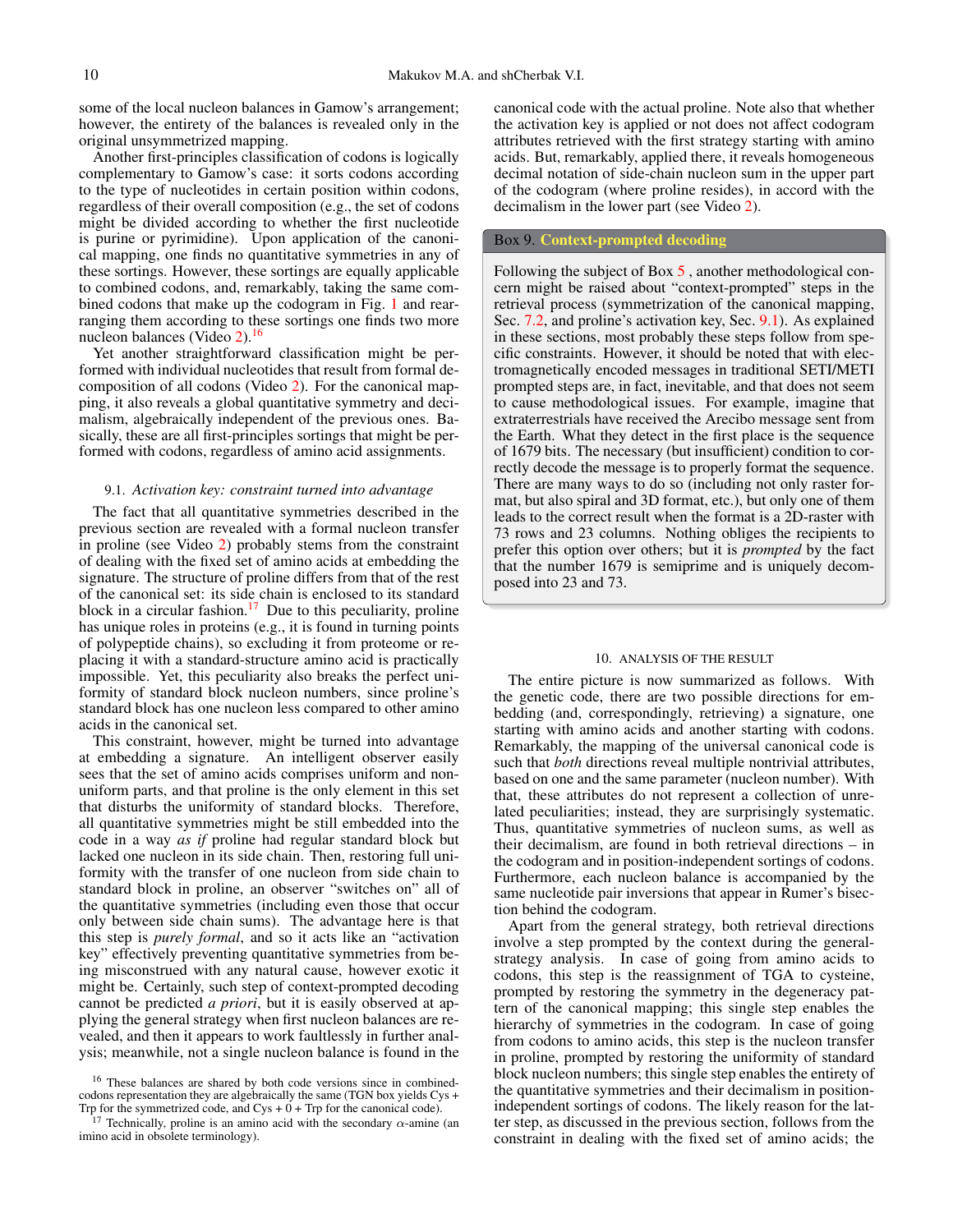some of the local nucleon balances in Gamow's arrangement; however, the entirety of the balances is revealed only in the original unsymmetrized mapping.

Another first-principles classification of codons is logically complementary to Gamow's case: it sorts codons according to the type of nucleotides in certain position within codons, regardless of their overall composition (e.g., the set of codons might be divided according to whether the first nucleotide is purine or pyrimidine). Upon application of the canonical mapping, one finds no quantitative symmetries in any of these sortings. However, these sortings are equally applicable to combined codons, and, remarkably, taking the same combined codons that make up the codogram in Fig. 1 and rearranging them according to these sortings one finds two more nucleon balances (Video 2).[16]

Yet another straightforward classification might be performed with individual nucleotides that result from formal decomposition of all codons (Video 2). For the canonical mapping, it also reveals a global quantitative symmetry and decimalism, algebraically independent of the previous ones. Basically, these are all first-principles sortings that might be performed with codons, regardless of amino acid assignments.

### 9.1. *Activation key: constraint turned into advantage*

The fact that all quantitative symmetries described in the previous section are revealed with a formal nucleon transfer in proline (see Video 2) probably stems from the constraint of dealing with the fixed set of amino acids at embedding the signature. The structure of proline differs from that of the rest of the canonical set: its side chain is enclosed to its standard block in a circular fashion.[17] Due to this peculiarity, proline has unique roles in proteins (e.g., it is found in turning points of polypeptide chains), so excluding it from proteome or replacing it with a standard-structure amino acid is practically impossible. Yet, this peculiarity also breaks the perfect uniformity of standard block nucleon numbers, since proline's standard block has one nucleon less compared to other amino acids in the canonical set.

This constraint, however, might be turned into advantage at embedding a signature. An intelligent observer easily sees that the set of amino acids comprises uniform and non-uniform parts, and that proline is the only element in this set that disturbs the uniformity of standard blocks. Therefore, all quantitative symmetries might be still embedded into the code in a way *as if* proline had regular standard block but lacked one nucleon in its side chain. Then, restoring full uniformity with the transfer of one nucleon from side chain to standard block in proline, an observer "switches on" all of the quantitative symmetries (including even those that occur only between side chain sums). The advantage here is that this step is *purely formal*, and so it acts like an "activation key" effectively preventing quantitative symmetries from being misconstrued with any natural cause, however exotic it might be. Certainly, such step of context-prompted decoding cannot be predicted *a priori*, but it is easily observed at applying the general strategy when first nucleon balances are revealed, and then it appears to work faultlessly in further analysis; meanwhile, not a single nucleon balance is found in the canonical code with the actual proline. Note also that whether the activation key is applied or not does not affect codogram attributes retrieved with the first strategy starting with amino acids. But, remarkably, applied there, it reveals homogeneous decimal notation of side-chain nucleon sum in the upper part of the codogram (where proline resides), in accord with the decimalism in the lower part (see Video 2).

> **Box 9. Context-prompted decoding**
>
> Following the subject of Box 5 , another methodological concern might be raised about "context-prompted" steps in the retrieval process (symmetrization of the canonical mapping, Sec. 7.2, and proline's activation key, Sec. 9.1). As explained in these sections, most probably these steps follow from specific constraints. However, it should be noted that with electromagnetically encoded messages in traditional SETI/METI prompted steps are, in fact, inevitable, and that does not seem to cause methodological issues. For example, imagine that extraterrestrials have received the Arecibo message sent from the Earth. What they detect in the first place is the sequence of 1679 bits. The necessary (but insufficient) condition to correctly decode the message is to properly format the sequence. There are many ways to do so (including not only raster format, but also spiral and 3D format, etc.), but only one of them leads to the correct result when the format is a 2D-raster with 73 rows and 23 columns. Nothing obliges the recipients to prefer this option over others; but it is *prompted* by the fact that the number 1679 is semiprime and is uniquely decomposed into 23 and 73.

## 10. Analysis of the result

The entire picture is now summarized as follows. With the genetic code, there are two possible directions for embedding (and, correspondingly, retrieving) a signature, one starting with amino acids and another starting with codons. Remarkably, the mapping of the universal canonical code is such that *both* directions reveal multiple nontrivial attributes, based on one and the same parameter (nucleon number). With that, these attributes do not represent a collection of unrelated peculiarities; instead, they are surprisingly systematic. Thus, quantitative symmetries of nucleon sums, as well as their decimalism, are found in both retrieval directions – in the codogram and in position-independent sortings of codons. Furthermore, each nucleon balance is accompanied by the same nucleotide pair inversions that appear in Rumer's bisection behind the codogram.

Apart from the general strategy, both retrieval directions involve a step prompted by the context during the general-strategy analysis. In case of going from amino acids to codons, this step is the reassignment of TGA to cysteine, prompted by restoring the symmetry in the degeneracy pattern of the canonical mapping; this single step enables the hierarchy of symmetries in the codogram. In case of going from codons to amino acids, this step is the nucleon transfer in proline, prompted by restoring the uniformity of standard block nucleon numbers; this single step enables the entirety of the quantitative symmetries and their decimalism in position-independent sortings of codons. The likely reason for the latter step, as discussed in the previous section, follows from the constraint in dealing with the fixed set of amino acids; the

[16] These balances are shared by both code versions since in combined-codons representation they are algebraically the same (TGN box yields Cys + Trp for the symmetrized code, and Cys + 0 + Trp for the canonical code).

[17] Technically, proline is an amino acid with the secondary $\alpha$-amine (an imino acid in obsolete terminology).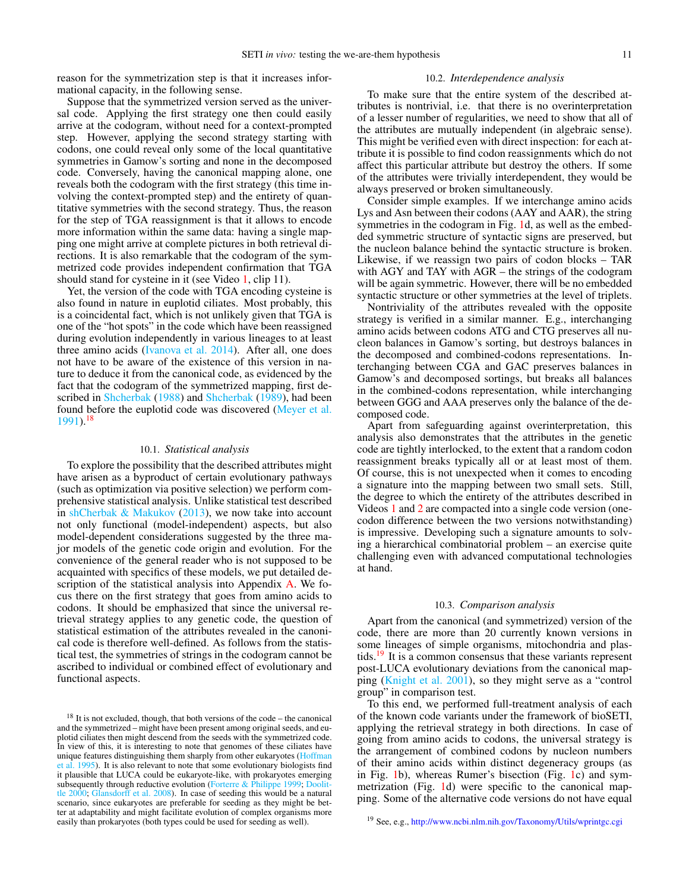reason for the symmetrization step is that it increases informational capacity, in the following sense.

Suppose that the symmetrized version served as the universal code. Applying the first strategy one then could easily arrive at the codogram, without need for a context-prompted step. However, applying the second strategy starting with codons, one could reveal only some of the local quantitative symmetries in Gamow's sorting and none in the decomposed code. Conversely, having the canonical mapping alone, one reveals both the codogram with the first strategy (this time involving the context-prompted step) and the entirety of quantitative symmetries with the second strategy. Thus, the reason for the step of TGA reassignment is that it allows to encode more information within the same data: having a single mapping one might arrive at complete pictures in both retrieval directions. It is also remarkable that the codogram of the symmetrized code provides independent confirmation that TGA should stand for cysteine in it (see Video 1, clip 11).

Yet, the version of the code with TGA encoding cysteine is also found in nature in euplotid ciliates. Most probably, this is a coincidental fact, which is not unlikely given that TGA is one of the "hot spots" in the code which have been reassigned during evolution independently in various lineages to at least three amino acids (Ivanova et al. 2014). After all, one does not have to be aware of the existence of this version in nature to deduce it from the canonical code, as evidenced by the fact that the codogram of the symmetrized mapping, first described in Shcherbak (1988) and Shcherbak (1989), had been found before the euplotid code was discovered (Meyer et al. 1991).[18]

### 10.1. *Statistical analysis*

To explore the possibility that the described attributes might have arisen as a byproduct of certain evolutionary pathways (such as optimization via positive selection) we perform comprehensive statistical analysis. Unlike statistical test described in shCherbak & Makukov (2013), we now take into account not only functional (model-independent) aspects, but also model-dependent considerations suggested by the three major models of the genetic code origin and evolution. For the convenience of the general reader who is not supposed to be acquainted with specifics of these models, we put detailed description of the statistical analysis into Appendix A. We focus there on the first strategy that goes from amino acids to codons. It should be emphasized that since the universal retrieval strategy applies to any genetic code, the question of statistical estimation of the attributes revealed in the canonical code is therefore well-defined. As follows from the statistical test, the symmetries of strings in the codogram cannot be ascribed to individual or combined effect of evolutionary and functional aspects.

### 10.2. *Interdependence analysis*

To make sure that the entire system of the described attributes is nontrivial, i.e. that there is no overinterpretation of a lesser number of regularities, we need to show that all of the attributes are mutually independent (in algebraic sense). This might be verified even with direct inspection: for each attribute it is possible to find codon reassignments which do not affect this particular attribute but destroy the others. If some of the attributes were trivially interdependent, they would be always preserved or broken simultaneously.

Consider simple examples. If we interchange amino acids Lys and Asn between their codons (AAY and AAR), the string symmetries in the codogram in Fig. 1d, as well as the embedded symmetric structure of syntactic signs are preserved, but the nucleon balance behind the syntactic structure is broken. Likewise, if we reassign two pairs of codon blocks – TAR with AGY and TAY with AGR – the strings of the codogram will be again symmetric. However, there will be no embedded syntactic structure or other symmetries at the level of triplets.

Nontriviality of the attributes revealed with the opposite strategy is verified in a similar manner. E.g., interchanging amino acids between codons ATG and CTG preserves all nucleon balances in Gamow's sorting, but destroys balances in the decomposed and combined-codons representations. Interchanging between CGA and GAC preserves balances in Gamow's and decomposed sortings, but breaks all balances in the combined-codons representation, while interchanging between GGG and AAA preserves only the balance of the decomposed code.

Apart from safeguarding against overinterpretation, this analysis also demonstrates that the attributes in the genetic code are tightly interlocked, to the extent that a random codon reassignment breaks typically all or at least most of them. Of course, this is not unexpected when it comes to encoding a signature into the mapping between two small sets. Still, the degree to which the entirety of the attributes described in Videos 1 and 2 are compacted into a single code version (one-codon difference between the two versions notwithstanding) is impressive. Developing such a signature amounts to solving a hierarchical combinatorial problem – an exercise quite challenging even with advanced computational technologies at hand.

### 10.3. *Comparison analysis*

Apart from the canonical (and symmetrized) version of the code, there are more than 20 currently known versions in some lineages of simple organisms, mitochondria and plastids.[19] It is a common consensus that these variants represent post-LUCA evolutionary deviations from the canonical mapping (Knight et al. 2001), so they might serve as a "control group" in comparison test.

To this end, we performed full-treatment analysis of each of the known code variants under the framework of bioSETI, applying the retrieval strategy in both directions. In case of going from amino acids to codons, the universal strategy is the arrangement of combined codons by nucleon numbers of their amino acids within distinct degeneracy groups (as in Fig. 1b), whereas Rumer's bisection (Fig. 1c) and symmetrization (Fig. 1d) were specific to the canonical mapping. Some of the alternative code versions do not have equal

---

[18] It is not excluded, though, that both versions of the code – the canonical and the symmetrized – might have been present among original seeds, and euplotid ciliates then might descend from the seeds with the symmetrized code. In view of this, it is interesting to note that genomes of these ciliates have unique features distinguishing them sharply from other eukaryotes (Hoffman et al. 1995). It is also relevant to note that some evolutionary biologists find it plausible that LUCA could be eukaryote-like, with prokaryotes emerging subsequently through reductive evolution (Forterre & Philippe 1999; Doolittle 2000; Glansdorff et al. 2008). In case of seeding this would be a natural scenario, since eukaryotes are preferable for seeding as they might be better at adaptability and might facilitate evolution of complex organisms more easily than prokaryotes (both types could be used for seeding as well).

[19] See, e.g., http://www.ncbi.nlm.nih.gov/Taxonomy/Utils/wprintgc.cgi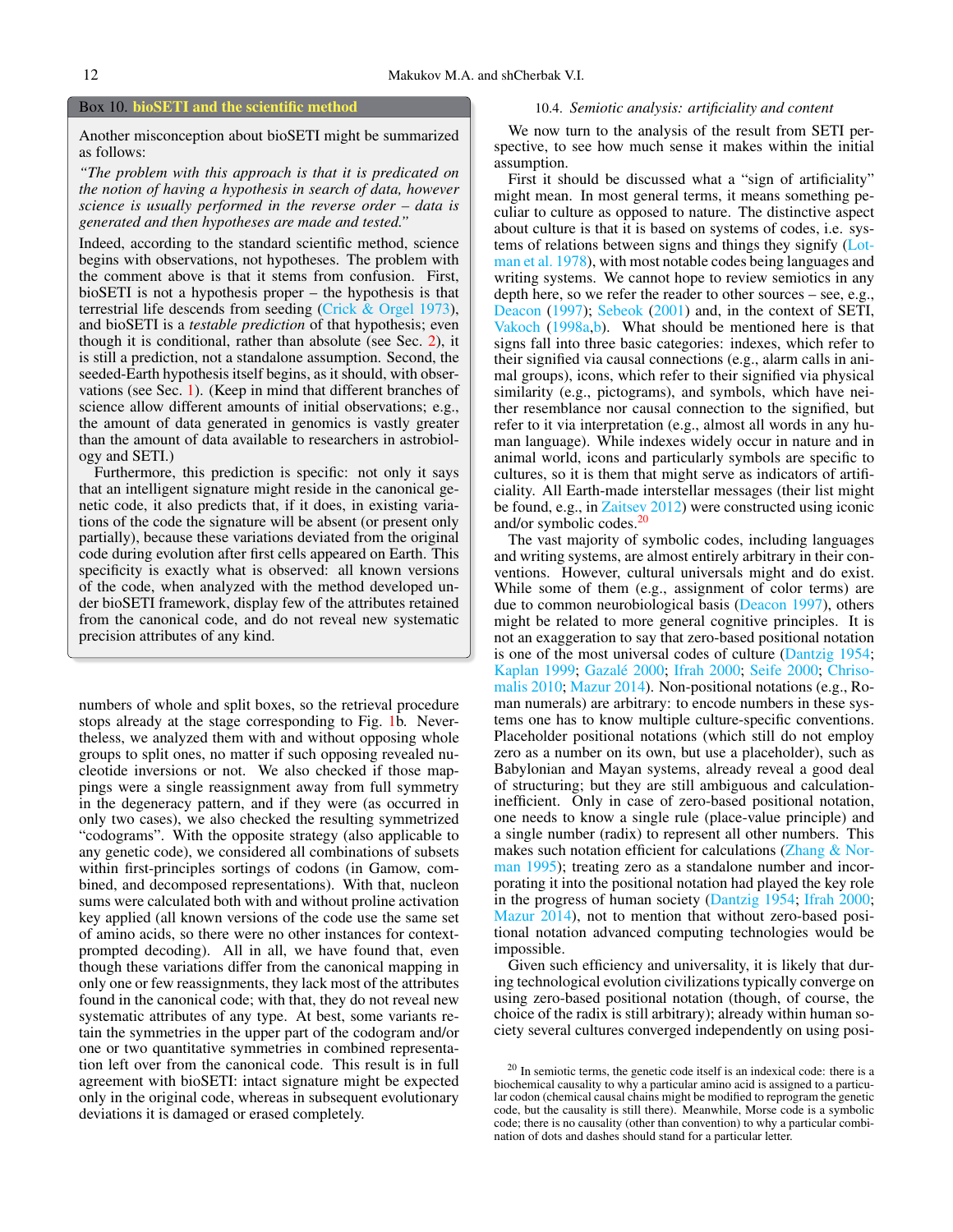> **Box 10. bioSETI and the scientific method**
>
> Another misconception about bioSETI might be summarized as follows:
>
> *"The problem with this approach is that it is predicated on the notion of having a hypothesis in search of data, however science is usually performed in the reverse order – data is generated and then hypotheses are made and tested."*
>
> Indeed, according to the standard scientific method, science begins with observations, not hypotheses. The problem with the comment above is that it stems from confusion. First, bioSETI is not a hypothesis proper – the hypothesis is that terrestrial life descends from seeding (Crick & Orgel 1973), and bioSETI is a *testable prediction* of that hypothesis; even though it is conditional, rather than absolute (see Sec. 2), it is still a prediction, not a standalone assumption. Second, the seeded-Earth hypothesis itself begins, as it should, with observations (see Sec. 1). (Keep in mind that different branches of science allow different amounts of initial observations; e.g., the amount of data generated in genomics is vastly greater than the amount of data available to researchers in astrobiology and SETI.)
>
> Furthermore, this prediction is specific: not only it says that an intelligent signature might reside in the canonical genetic code, it also predicts that, if it does, in existing variations of the code the signature will be absent (or present only partially), because these variations deviated from the original code during evolution after first cells appeared on Earth. This specificity is exactly what is observed: all known versions of the code, when analyzed with the method developed under bioSETI framework, display few of the attributes retained from the canonical code, and do not reveal new systematic precision attributes of any kind.

numbers of whole and split boxes, so the retrieval procedure stops already at the stage corresponding to Fig. 1b. Nevertheless, we analyzed them with and without opposing whole groups to split ones, no matter if such opposing revealed nucleotide inversions or not. We also checked if those mappings were a single reassignment away from full symmetry in the degeneracy pattern, and if they were (as occurred in only two cases), we also checked the resulting symmetrized "codograms". With the opposite strategy (also applicable to any genetic code), we considered all combinations of subsets within first-principles sortings of codons (in Gamow, combined, and decomposed representations). With that, nucleon sums were calculated both with and without proline activation key applied (all known versions of the code use the same set of amino acids, so there were no other instances for context-prompted decoding). All in all, we have found that, even though these variations differ from the canonical mapping in only one or few reassignments, they lack most of the attributes found in the canonical code; with that, they do not reveal new systematic attributes of any type. At best, some variants retain the symmetries in the upper part of the codogram and/or one or two quantitative symmetries in combined representation left over from the canonical code. This result is in full agreement with bioSETI: intact signature might be expected only in the original code, whereas in subsequent evolutionary deviations it is damaged or erased completely.

### 10.4. *Semiotic analysis: artificiality and content*

We now turn to the analysis of the result from SETI perspective, to see how much sense it makes within the initial assumption.

First it should be discussed what a "sign of artificiality" might mean. In most general terms, it means something peculiar to culture as opposed to nature. The distinctive aspect about culture is that it is based on systems of codes, i.e. systems of relations between signs and things they signify (Lotman et al. 1978), with most notable codes being languages and writing systems. We cannot hope to review semiotics in any depth here, so we refer the reader to other sources – see, e.g., Deacon (1997); Sebeok (2001) and, in the context of SETI, Vakoch (1998a,b). What should be mentioned here is that signs fall into three basic categories: indexes, which refer to their signified via causal connections (e.g., alarm calls in animal groups), icons, which refer to their signified via physical similarity (e.g., pictograms), and symbols, which have neither resemblance nor causal connection to the signified, but refer to it via interpretation (e.g., almost all words in any human language). While indexes widely occur in nature and in animal world, icons and particularly symbols are specific to cultures, so it is them that might serve as indicators of artificiality. All Earth-made interstellar messages (their list might be found, e.g., in Zaitsev 2012) were constructed using iconic and/or symbolic codes.[20]

The vast majority of symbolic codes, including languages and writing systems, are almost entirely arbitrary in their conventions. However, cultural universals might and do exist. While some of them (e.g., assignment of color terms) are due to common neurobiological basis (Deacon 1997), others might be related to more general cognitive principles. It is not an exaggeration to say that zero-based positional notation is one of the most universal codes of culture (Dantzig 1954; Kaplan 1999; Gazalé 2000; Ifrah 2000; Seife 2000; Chrisomalis 2010; Mazur 2014). Non-positional notations (e.g., Roman numerals) are arbitrary: to encode numbers in these systems one has to know multiple culture-specific conventions. Placeholder positional notations (which still do not employ zero as a number on its own, but use a placeholder), such as Babylonian and Mayan systems, already reveal a good deal of structuring; but they are still ambiguous and calculation-inefficient. Only in case of zero-based positional notation, one needs to know a single rule (place-value principle) and a single number (radix) to represent all other numbers. This makes such notation efficient for calculations (Zhang & Norman 1995); treating zero as a standalone number and incorporating it into the positional notation had played the key role in the progress of human society (Dantzig 1954; Ifrah 2000; Mazur 2014), not to mention that without zero-based positional notation advanced computing technologies would be impossible.

Given such efficiency and universality, it is likely that during technological evolution civilizations typically converge on using zero-based positional notation (though, of course, the choice of the radix is still arbitrary); already within human society several cultures converged independently on using posi-

[20] In semiotic terms, the genetic code itself is an indexical code: there is a biochemical causality to why a particular amino acid is assigned to a particular codon (chemical causal chains might be modified to reprogram the genetic code, but the causality is still there). Meanwhile, Morse code is a symbolic code; there is no causality (other than convention) to why a particular combination of dots and dashes should stand for a particular letter.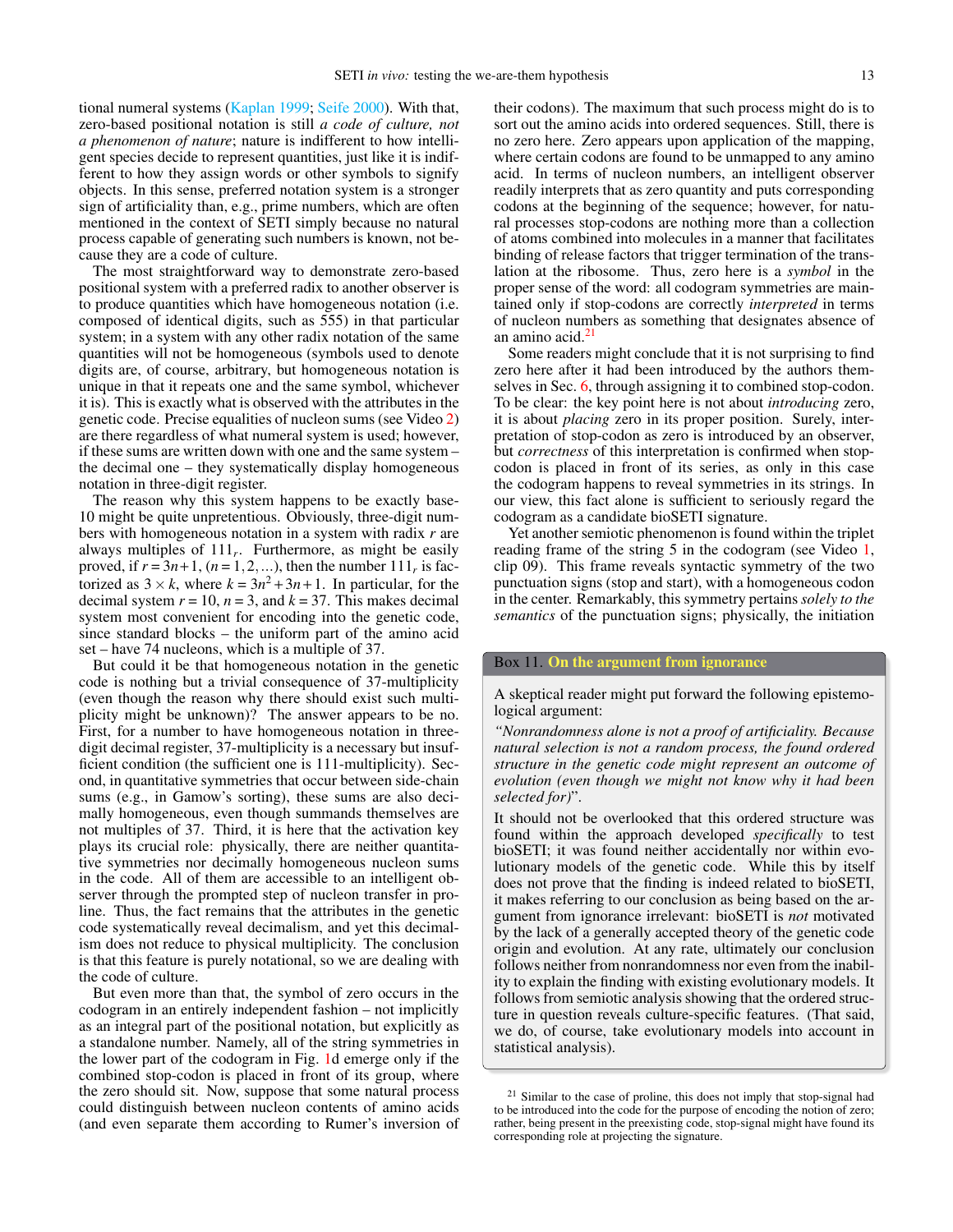tional numeral systems (Kaplan 1999; Seife 2000). With that, zero-based positional notation is still *a code of culture, not a phenomenon of nature*; nature is indifferent to how intelligent species decide to represent quantities, just like it is indifferent to how they assign words or other symbols to signify objects. In this sense, preferred notation system is a stronger sign of artificiality than, e.g., prime numbers, which are often mentioned in the context of SETI simply because no natural process capable of generating such numbers is known, not because they are a code of culture.

The most straightforward way to demonstrate zero-based positional system with a preferred radix to another observer is to produce quantities which have homogeneous notation (i.e. composed of identical digits, such as 555) in that particular system; in a system with any other radix notation of the same quantities will not be homogeneous (symbols used to denote digits are, of course, arbitrary, but homogeneous notation is unique in that it repeats one and the same symbol, whichever it is). This is exactly what is observed with the attributes in the genetic code. Precise equalities of nucleon sums (see Video 2) are there regardless of what numeral system is used; however, if these sums are written down with one and the same system – the decimal one – they systematically display homogeneous notation in three-digit register.

The reason why this system happens to be exactly base-10 might be quite unpretentious. Obviously, three-digit numbers with homogeneous notation in a system with radix $r$ are always multiples of $111_r$. Furthermore, as might be easily proved, if $r = 3n+1$, $(n = 1, 2, ...)$, then the number $111_r$ is factorized as $3 \times k$, where $k = 3n^2 + 3n + 1$. In particular, for the decimal system $r = 10$, $n = 3$, and $k = 37$. This makes decimal system most convenient for encoding into the genetic code, since standard blocks – the uniform part of the amino acid set – have 74 nucleons, which is a multiple of 37.

But could it be that homogeneous notation in the genetic code is nothing but a trivial consequence of 37-multiplicity (even though the reason why there should exist such multiplicity might be unknown)? The answer appears to be no. First, for a number to have homogeneous notation in three-digit decimal register, 37-multiplicity is a necessary but insufficient condition (the sufficient one is 111-multiplicity). Second, in quantitative symmetries that occur between side-chain sums (e.g., in Gamow's sorting), these sums are also decimally homogeneous, even though summands themselves are not multiples of 37. Third, it is here that the activation key plays its crucial role: physically, there are neither quantitative symmetries nor decimally homogeneous nucleon sums in the code. All of them are accessible to an intelligent observer through the prompted step of nucleon transfer in proline. Thus, the fact remains that the attributes in the genetic code systematically reveal decimalism, and yet this decimalism does not reduce to physical multiplicity. The conclusion is that this feature is purely notational, so we are dealing with the code of culture.

But even more than that, the symbol of zero occurs in the codogram in an entirely independent fashion – not implicitly as an integral part of the positional notation, but explicitly as a standalone number. Namely, all of the string symmetries in the lower part of the codogram in Fig. 1d emerge only if the combined stop-codon is placed in front of its group, where the zero should sit. Now, suppose that some natural process could distinguish between nucleon contents of amino acids (and even separate them according to Rumer's inversion of their codons). The maximum that such process might do is to sort out the amino acids into ordered sequences. Still, there is no zero here. Zero appears upon application of the mapping, where certain codons are found to be unmapped to any amino acid. In terms of nucleon numbers, an intelligent observer readily interprets that as zero quantity and puts corresponding codons at the beginning of the sequence; however, for natural processes stop-codons are nothing more than a collection of atoms combined into molecules in a manner that facilitates binding of release factors that trigger termination of the translation at the ribosome. Thus, zero here is a *symbol* in the proper sense of the word: all codogram symmetries are maintained only if stop-codons are correctly *interpreted* in terms of nucleon numbers as something that designates absence of an amino acid.[21]

Some readers might conclude that it is not surprising to find zero here after it had been introduced by the authors themselves in Sec. 6, through assigning it to combined stop-codon. To be clear: the key point here is not about *introducing* zero, it is about *placing* zero in its proper position. Surely, interpretation of stop-codon as zero is introduced by an observer, but *correctness* of this interpretation is confirmed when stop-codon is placed in front of its series, as only in this case the codogram happens to reveal symmetries in its strings. In our view, this fact alone is sufficient to seriously regard the codogram as a candidate bioSETI signature.

Yet another semiotic phenomenon is found within the triplet reading frame of the string 5 in the codogram (see Video 1, clip 09). This frame reveals syntactic symmetry of the two punctuation signs (stop and start), with a homogeneous codon in the center. Remarkably, this symmetry pertains *solely to the semantics* of the punctuation signs; physically, the initiation

> **Box 11. On the argument from ignorance**
>
> A skeptical reader might put forward the following epistemological argument:
>
> *"Nonrandomness alone is not a proof of artificiality. Because natural selection is not a random process, the found ordered structure in the genetic code might represent an outcome of evolution (even though we might not know why it had been selected for)"*.
>
> It should not be overlooked that this ordered structure was found within the approach developed *specifically* to test bioSETI; it was found neither accidentally nor within evolutionary models of the genetic code. While this by itself does not prove that the finding is indeed related to bioSETI, it makes referring to our conclusion as being based on the argument from ignorance irrelevant: bioSETI is *not* motivated by the lack of a generally accepted theory of the genetic code origin and evolution. At any rate, ultimately our conclusion follows neither from nonrandomness nor even from the inability to explain the finding with existing evolutionary models. It follows from semiotic analysis showing that the ordered structure in question reveals culture-specific features. (That said, we do, of course, take evolutionary models into account in statistical analysis).

[21] Similar to the case of proline, this does not imply that stop-signal had to be introduced into the code for the purpose of encoding the notion of zero; rather, being present in the preexisting code, stop-signal might have found its corresponding role at projecting the signature.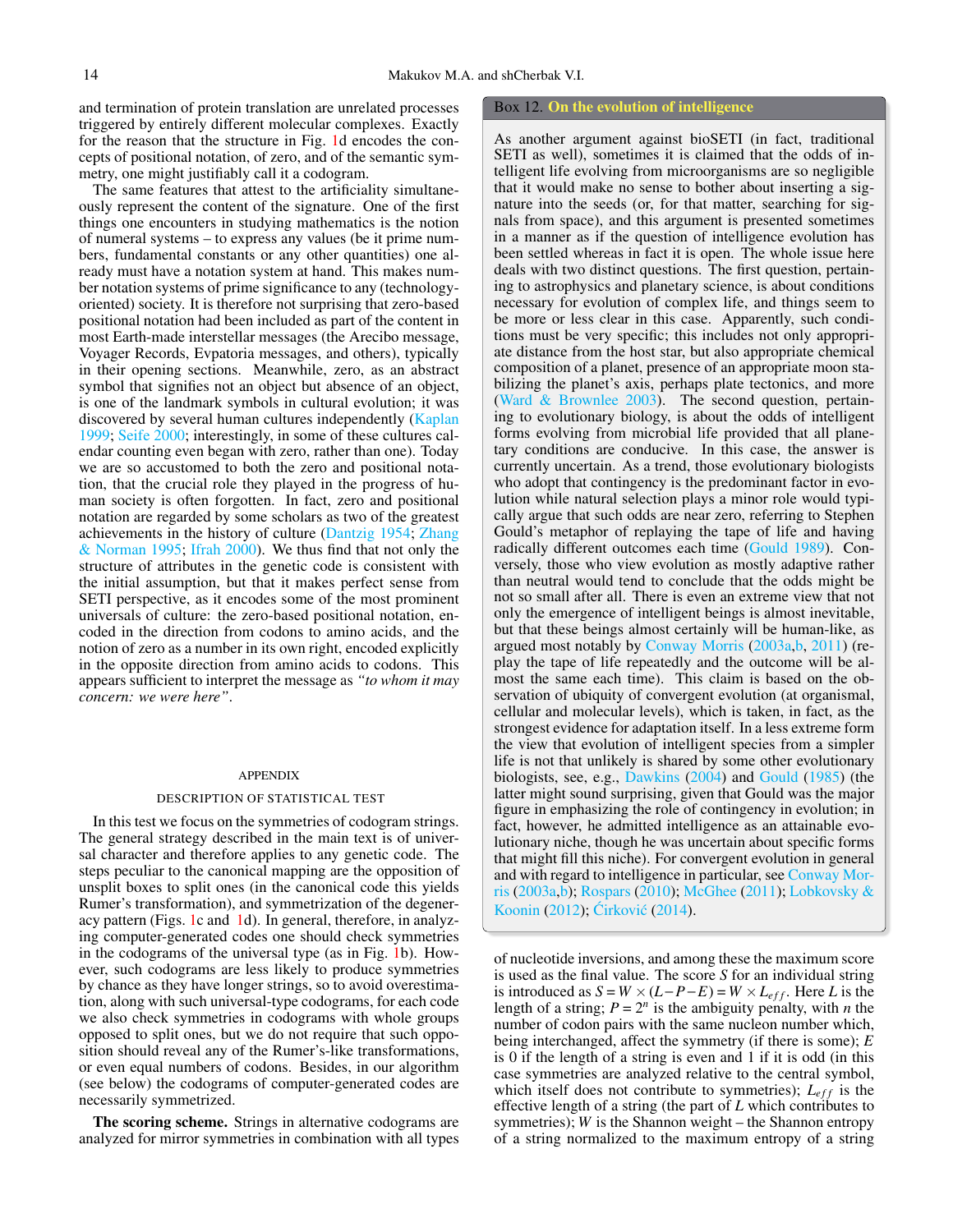and termination of protein translation are unrelated processes triggered by entirely different molecular complexes. Exactly for the reason that the structure in Fig. 1d encodes the concepts of positional notation, of zero, and of the semantic symmetry, one might justifiably call it a codogram.

The same features that attest to the artificiality simultaneously represent the content of the signature. One of the first things one encounters in studying mathematics is the notion of numeral systems – to express any values (be it prime numbers, fundamental constants or any other quantities) one already must have a notation system at hand. This makes number notation systems of prime significance to any (technology-oriented) society. It is therefore not surprising that zero-based positional notation had been included as part of the content in most Earth-made interstellar messages (the Arecibo message, Voyager Records, Evpatoria messages, and others), typically in their opening sections. Meanwhile, zero, as an abstract symbol that signifies not an object but absence of an object, is one of the landmark symbols in cultural evolution; it was discovered by several human cultures independently (Kaplan 1999; Seife 2000; interestingly, in some of these cultures calendar counting even began with zero, rather than one). Today we are so accustomed to both the zero and positional notation, that the crucial role they played in the progress of human society is often forgotten. In fact, zero and positional notation are regarded by some scholars as two of the greatest achievements in the history of culture (Dantzig 1954; Zhang & Norman 1995; Ifrah 2000). We thus find that not only the structure of attributes in the genetic code is consistent with the initial assumption, but that it makes perfect sense from SETI perspective, as it encodes some of the most prominent universals of culture: the zero-based positional notation, encoded in the direction from codons to amino acids, and the notion of zero as a number in its own right, encoded explicitly in the opposite direction from amino acids to codons. This appears sufficient to interpret the message as *"to whom it may concern: we were here"*.

> **Box 12. On the evolution of intelligence**
>
> As another argument against bioSETI (in fact, traditional SETI as well), sometimes it is claimed that the odds of intelligent life evolving from microorganisms are so negligible that it would make no sense to bother about inserting a signature into the seeds (or, for that matter, searching for signals from space), and this argument is presented sometimes in a manner as if the question of intelligence evolution has been settled whereas in fact it is open. The whole issue here deals with two distinct questions. The first question, pertaining to astrophysics and planetary science, is about conditions necessary for evolution of complex life, and things seem to be more or less clear in this case. Apparently, such conditions must be very specific; this includes not only appropriate distance from the host star, but also appropriate chemical composition of a planet, presence of an appropriate moon stabilizing the planet's axis, perhaps plate tectonics, and more (Ward & Brownlee 2003). The second question, pertaining to evolutionary biology, is about the odds of intelligent forms evolving from microbial life provided that all planetary conditions are conducive. In this case, the answer is currently uncertain. As a trend, those evolutionary biologists who adopt that contingency is the predominant factor in evolution while natural selection plays a minor role would typically argue that such odds are near zero, referring to Stephen Gould's metaphor of replaying the tape of life and having radically different outcomes each time (Gould 1989). Conversely, those who view evolution as mostly adaptive rather than neutral would tend to conclude that the odds might be not so small after all. There is even an extreme view that not only the emergence of intelligent beings is almost inevitable, but that these beings almost certainly will be human-like, as argued most notably by Conway Morris (2003a,b, 2011) (replay the tape of life repeatedly and the outcome will be almost the same each time). This claim is based on the observation of ubiquity of convergent evolution (at organismal, cellular and molecular levels), which is taken, in fact, as the strongest evidence for adaptation itself. In a less extreme form the view that evolution of intelligent species from a simpler life is not that unlikely is shared by some other evolutionary biologists, see, e.g., Dawkins (2004) and Gould (1985) (the latter might sound surprising, given that Gould was the major figure in emphasizing the role of contingency in evolution; in fact, however, he admitted intelligence as an attainable evolutionary niche, though he was uncertain about specific forms that might fill this niche). For convergent evolution in general and with regard to intelligence in particular, see Conway Morris (2003a,b); Rospars (2010); McGhee (2011); Lobkovsky & Koonin (2012); Ćirković (2014).

## APPENDIX

### DESCRIPTION OF STATISTICAL TEST

In this test we focus on the symmetries of codogram strings. The general strategy described in the main text is of universal character and therefore applies to any genetic code. The steps peculiar to the canonical mapping are the opposition of unsplit boxes to split ones (in the canonical code this yields Rumer's transformation), and symmetrization of the degeneracy pattern (Figs. 1c and 1d). In general, therefore, in analyzing computer-generated codes one should check symmetries in the codograms of the universal type (as in Fig. 1b). However, such codograms are less likely to produce symmetries by chance as they have longer strings, so to avoid overestimation, along with such universal-type codograms, for each code we also check symmetries in codograms with whole groups opposed to split ones, but we do not require that such opposition should reveal any of the Rumer's-like transformations, or even equal numbers of codons. Besides, in our algorithm (see below) the codograms of computer-generated codes are necessarily symmetrized.

**The scoring scheme.** Strings in alternative codograms are analyzed for mirror symmetries in combination with all types of nucleotide inversions, and among these the maximum score is used as the final value. The score $S$ for an individual string is introduced as $S = W \times (L - P - E) = W \times L_{eff}$. Here $L$ is the length of a string; $P = 2^n$ is the ambiguity penalty, with $n$ the number of codon pairs with the same nucleon number which, being interchanged, affect the symmetry (if there is some); $E$ is 0 if the length of a string is even and 1 if it is odd (in this case symmetries are analyzed relative to the central symbol, which itself does not contribute to symmetries); $L_{eff}$ is the effective length of a string (the part of $L$ which contributes to symmetries); $W$ is the Shannon weight – the Shannon entropy of a string normalized to the maximum entropy of a string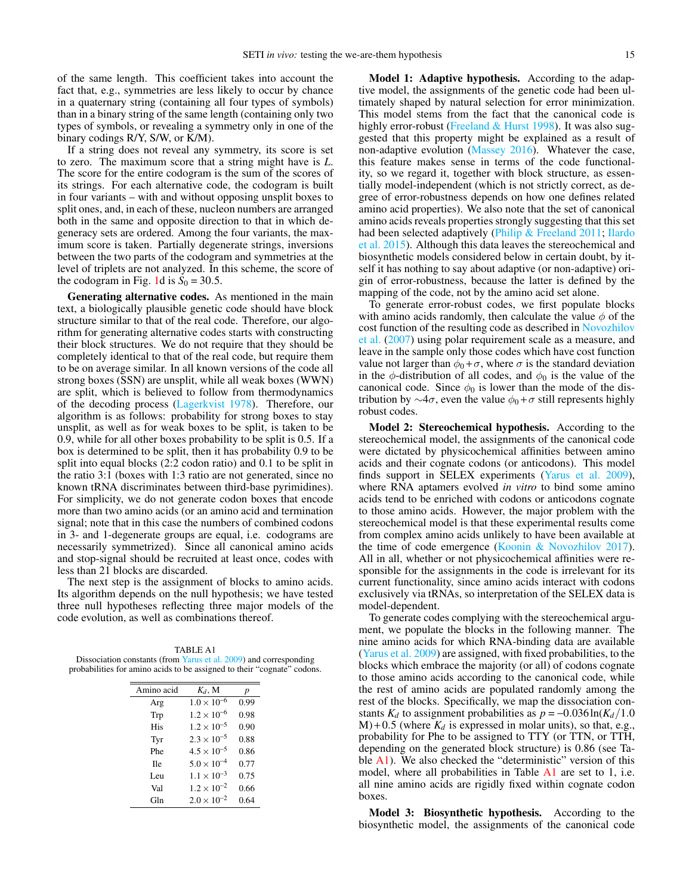of the same length. This coefficient takes into account the fact that, e.g., symmetries are less likely to occur by chance in a quaternary string (containing all four types of symbols) than in a binary string of the same length (containing only two types of symbols, or revealing a symmetry only in one of the binary codings R/Y, S/W, or K/M).

If a string does not reveal any symmetry, its score is set to zero. The maximum score that a string might have is $L$. The score for the entire codogram is the sum of the scores of its strings. For each alternative code, the codogram is built in four variants – with and without opposing unsplit boxes to split ones, and, in each of these, nucleon numbers are arranged both in the same and opposite direction to that in which degeneracy sets are ordered. Among the four variants, the maximum score is taken. Partially degenerate strings, inversions between the two parts of the codogram and symmetries at the level of triplets are not analyzed. In this scheme, the score of the codogram in Fig. 1d is $S_0 = 30.5$.

**Generating alternative codes.** As mentioned in the main text, a biologically plausible genetic code should have block structure similar to that of the real code. Therefore, our algorithm for generating alternative codes starts with constructing their block structures. We do not require that they should be completely identical to that of the real code, but require them to be on average similar. In all known versions of the code all strong boxes (SSN) are unsplit, while all weak boxes (WWN) are split, which is believed to follow from thermodynamics of the decoding process (Lagerkvist 1978). Therefore, our algorithm is as follows: probability for strong boxes to stay unsplit, as well as for weak boxes to be split, is taken to be 0.9, while for all other boxes probability to be split is 0.5. If a box is determined to be split, then it has probability 0.9 to be split into equal blocks (2:2 codon ratio) and 0.1 to be split in the ratio 3:1 (boxes with 1:3 ratio are not generated, since no known tRNA discriminates between third-base pyrimidines). For simplicity, we do not generate codon boxes that encode more than two amino acids (or an amino acid and termination signal; note that in this case the numbers of combined codons in 3- and 1-degenerate groups are equal, i.e. codograms are necessarily symmetrized). Since all canonical amino acids and stop-signal should be recruited at least once, codes with less than 21 blocks are discarded.

The next step is the assignment of blocks to amino acids. Its algorithm depends on the null hypothesis; we have tested three null hypotheses reflecting three major models of the code evolution, as well as combinations thereof.

TABLE A1
Dissociation constants (from Yarus et al. 2009) and corresponding probabilities for amino acids to be assigned to their "cognate" codons.

| Amino acid | $K_d$, M | $p$ |
|---|---|---|
| Arg | $1.0 \times 10^{-6}$ | 0.99 |
| Trp | $1.2 \times 10^{-6}$ | 0.98 |
| His | $1.2 \times 10^{-5}$ | 0.90 |
| Tyr | $2.3 \times 10^{-5}$ | 0.88 |
| Phe | $4.5 \times 10^{-5}$ | 0.86 |
| Ile | $5.0 \times 10^{-4}$ | 0.77 |
| Leu | $1.1 \times 10^{-3}$ | 0.75 |
| Val | $1.2 \times 10^{-2}$ | 0.66 |
| Gln | $2.0 \times 10^{-2}$ | 0.64 |

**Model 1: Adaptive hypothesis.** According to the adaptive model, the assignments of the genetic code had been ultimately shaped by natural selection for error minimization. This model stems from the fact that the canonical code is highly error-robust (Freeland & Hurst 1998). It was also suggested that this property might be explained as a result of non-adaptive evolution (Massey 2016). Whatever the case, this feature makes sense in terms of the code functionality, so we regard it, together with block structure, as essentially model-independent (which is not strictly correct, as degree of error-robustness depends on how one defines related amino acid properties). We also note that the set of canonical amino acids reveals properties strongly suggesting that this set had been selected adaptively (Philip & Freeland 2011; Ilardo et al. 2015). Although this data leaves the stereochemical and biosynthetic models considered below in certain doubt, by itself it has nothing to say about adaptive (or non-adaptive) origin of error-robustness, because the latter is defined by the mapping of the code, not by the amino acid set alone.

To generate error-robust codes, we first populate blocks with amino acids randomly, then calculate the value $\phi$ of the cost function of the resulting code as described in Novozhilov et al. (2007) using polar requirement scale as a measure, and leave in the sample only those codes which have cost function value not larger than $\phi_0 + \sigma$, where $\sigma$ is the standard deviation in the $\phi$-distribution of all codes, and $\phi_0$ is the value of the canonical code. Since $\phi_0$ is lower than the mode of the distribution by $\sim 4\sigma$, even the value $\phi_0 + \sigma$ still represents highly robust codes.

**Model 2: Stereochemical hypothesis.** According to the stereochemical model, the assignments of the canonical code were dictated by physicochemical affinities between amino acids and their cognate codons (or anticodons). This model finds support in SELEX experiments (Yarus et al. 2009), where RNA aptamers evolved *in vitro* to bind some amino acids tend to be enriched with codons or anticodons cognate to those amino acids. However, the major problem with the stereochemical model is that these experimental results come from complex amino acids unlikely to have been available at the time of code emergence (Koonin & Novozhilov 2017). All in all, whether or not physicochemical affinities were responsible for the assignments in the code is irrelevant for its current functionality, since amino acids interact with codons exclusively via tRNAs, so interpretation of the SELEX data is model-dependent.

To generate codes complying with the stereochemical argument, we populate the blocks in the following manner. The nine amino acids for which RNA-binding data are available (Yarus et al. 2009) are assigned, with fixed probabilities, to the blocks which embrace the majority (or all) of codons cognate to those amino acids according to the canonical code, while the rest of amino acids are populated randomly among the rest of the blocks. Specifically, we map the dissociation constants $K_d$ to assignment probabilities as $p = -0.036 \ln(K_d/1.0\ \mathrm{M}) + 0.5$ (where $K_d$ is expressed in molar units), so that, e.g., probability for Phe to be assigned to TTY (or TTN, or TTH, depending on the generated block structure) is 0.86 (see Table A1). We also checked the "deterministic" version of this model, where all probabilities in Table A1 are set to 1, i.e. all nine amino acids are rigidly fixed within cognate codon boxes.

**Model 3: Biosynthetic hypothesis.** According to the biosynthetic model, the assignments of the canonical code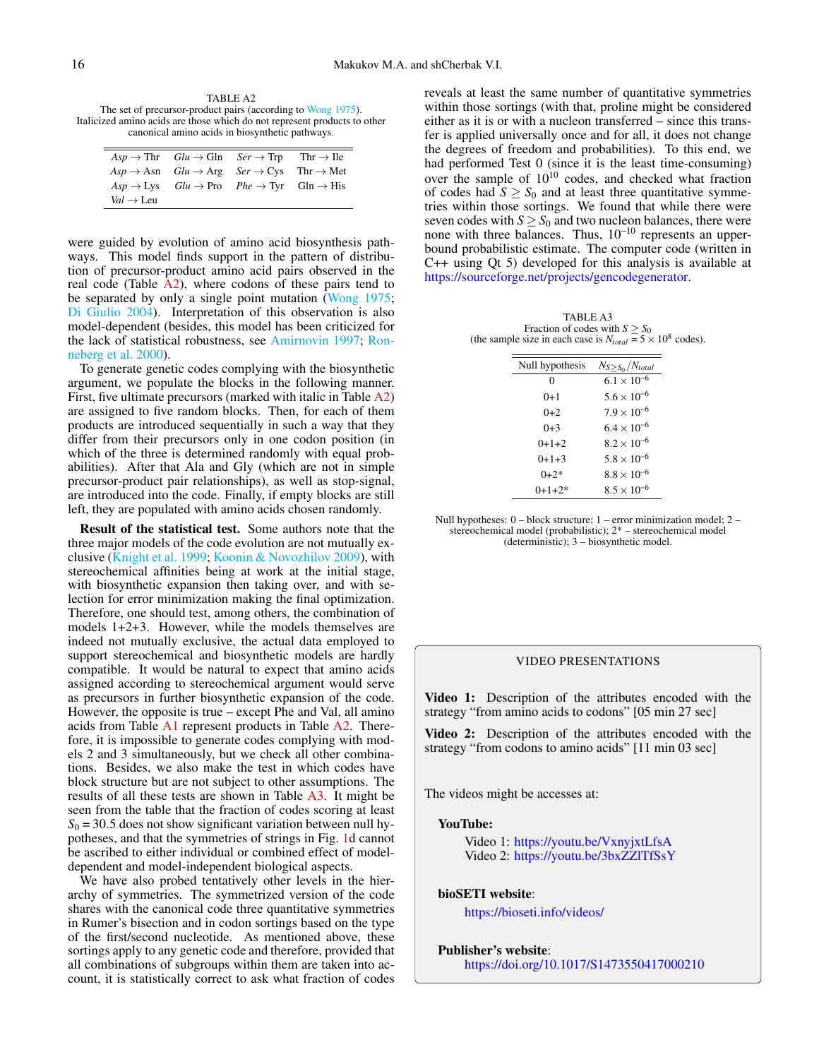TABLE A2
The set of precursor-product pairs (according to Wong 1975). Italicized amino acids are those which do not represent products to other canonical amino acids in biosynthetic pathways.

| | | | |
|---|---|---|---|
| *Asp* → Thr | *Glu* → Gln | *Ser* → Trp | Thr → Ile |
| *Asp* → Asn | *Glu* → Arg | *Ser* → Cys | Thr → Met |
| *Asp* → Lys | *Glu* → Pro | *Phe* → Tyr | Gln → His |
| *Val* → Leu | | | |

were guided by evolution of amino acid biosynthesis pathways. This model finds support in the pattern of distribution of precursor-product amino acid pairs observed in the real code (Table A2), where codons of these pairs tend to be separated by only a single point mutation (Wong 1975; Di Giulio 2004). Interpretation of this observation is also model-dependent (besides, this model has been criticized for the lack of statistical robustness, see Amirnovin 1997; Ronneberg et al. 2000).

To generate genetic codes complying with the biosynthetic argument, we populate the blocks in the following manner. First, five ultimate precursors (marked with italic in Table A2) are assigned to five random blocks. Then, for each of them products are introduced sequentially in such a way that they differ from their precursors only in one codon position (in which of the three is determined randomly with equal probabilities). After that Ala and Gly (which are not in simple precursor-product pair relationships), as well as stop-signal, are introduced into the code. Finally, if empty blocks are still left, they are populated with amino acids chosen randomly.

**Result of the statistical test.** Some authors note that the three major models of the code evolution are not mutually exclusive (Knight et al. 1999; Koonin & Novozhilov 2009), with stereochemical affinities being at work at the initial stage, with biosynthetic expansion then taking over, and with selection for error minimization making the final optimization. Therefore, one should test, among others, the combination of models 1+2+3. However, while the models themselves are indeed not mutually exclusive, the actual data employed to support stereochemical and biosynthetic models are hardly compatible. It would be natural to expect that amino acids assigned according to stereochemical argument would serve as precursors in further biosynthetic expansion of the code. However, the opposite is true – except Phe and Val, all amino acids from Table A1 represent products in Table A2. Therefore, it is impossible to generate codes complying with models 2 and 3 simultaneously, but we check all other combinations. Besides, we also make the test in which codes have block structure but are not subject to other assumptions. The results of all these tests are shown in Table A3. It might be seen from the table that the fraction of codes scoring at least $S_0 = 30.5$ does not show significant variation between null hypotheses, and that the symmetries of strings in Fig. 1d cannot be ascribed to either individual or combined effect of model-dependent and model-independent biological aspects.

We have also probed tentatively other levels in the hierarchy of symmetries. The symmetrized version of the code shares with the canonical code three quantitative symmetries in Rumer's bisection and in codon sortings based on the type of the first/second nucleotide. As mentioned above, these sortings apply to any genetic code and therefore, provided that all combinations of subgroups within them are taken into account, it is statistically correct to ask what fraction of codes reveals at least the same number of quantitative symmetries within those sortings (with that, proline might be considered either as it is or with a nucleon transferred – since this transfer is applied universally once and for all, it does not change the degrees of freedom and probabilities). To this end, we had performed Test 0 (since it is the least time-consuming) over the sample of $10^{10}$ codes, and checked what fraction of codes had $S \geq S_0$ and at least three quantitative symmetries within those sortings. We found that while there were seven codes with $S \geq S_0$ and two nucleon balances, there were none with three balances. Thus, $10^{-10}$ represents an upper-bound probabilistic estimate. The computer code (written in C++ using Qt 5) developed for this analysis is available at https://sourceforge.net/projects/gencodegenerator.

TABLE A3
Fraction of codes with $S \geq S_0$ (the sample size in each case is $N_{total} = 5 \times 10^8$ codes).

| Null hypothesis | $N_{S \geq S_0}/N_{total}$ |
|---|---|
| 0 | $6.1 \times 10^{-6}$ |
| 0+1 | $5.6 \times 10^{-6}$ |
| 0+2 | $7.9 \times 10^{-6}$ |
| 0+3 | $6.4 \times 10^{-6}$ |
| 0+1+2 | $8.2 \times 10^{-6}$ |
| 0+1+3 | $5.8 \times 10^{-6}$ |
| 0+2* | $8.8 \times 10^{-6}$ |
| 0+1+2* | $8.5 \times 10^{-6}$ |

Null hypotheses: 0 – block structure; 1 – error minimization model; 2 – stereochemical model (probabilistic); 2* – stereochemical model (deterministic); 3 – biosynthetic model.

VIDEO PRESENTATIONS

**Video 1:** Description of the attributes encoded with the strategy "from amino acids to codons" [05 min 27 sec]

**Video 2:** Description of the attributes encoded with the strategy "from codons to amino acids" [11 min 03 sec]

The videos might be accesses at:

**YouTube:**

Video 1: https://youtu.be/VxnyjxtLfsA
Video 2: https://youtu.be/3bxZZlTfSsY

**bioSETI website**:

https://bioseti.info/videos/

**Publisher's website**:

https://doi.org/10.1017/S1473550417000210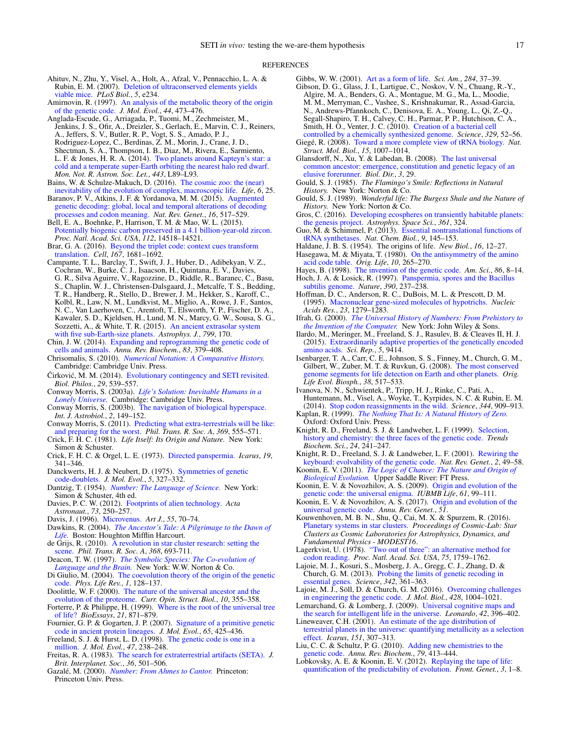REFERENCES

Ahituv, N., Zhu, Y., Visel, A., Holt, A., Afzal, V., Pennacchio, L. A. & Rubin, E. M. (2007). Deletion of ultraconserved elements yields viable mice. *PLoS Biol.*, *5*, e234.

Amirnovin, R. (1997). An analysis of the metabolic theory of the origin of the genetic code. *J. Mol. Evol.*, *44*, 473–476.

Anglada-Escude, G., Arriagada, P., Tuomi, M., Zechmeister, M., Jenkins, J. S., Ofir, A., Dreizler, S., Gerlach, E., Marvin, C. J., Reiners, A., Jeffers, S. V., Butler, R. P., Vogt, S. S., Amado, P. J., Rodriguez-Lopez, C., Berdinas, Z. M., Morin, J., Crane, J. D., Shectman, S. A., Thompson, I. B., Diaz, M., Rivera, E., Sarmiento, L. F. & Jones, H. R. A. (2014). Two planets around Kapteyn's star: a cold and a temperate super-Earth orbiting the nearest halo red dwarf. *Mon. Not. R. Astron. Soc. Let.*, *443*, L89–L93.

Bains, W. & Schulze-Makuch, D. (2016). The cosmic zoo: the (near) inevitability of the evolution of complex, macroscopic life. *Life*, *6*, 25.

Baranov, P. V., Atkins, J. F. & Yordanova, M. M. (2015). Augmented genetic decoding: global, local and temporal alterations of decoding processes and codon meaning. *Nat. Rev. Genet.*, *16*, 517–529.

Bell, E. A., Boehnke, P., Harrison, T. M. & Mao, W. L. (2015). Potentially biogenic carbon preserved in a 4.1 billion-year-old zircon. *Proc. Natl. Acad. Sci. USA*, *112*, 14518–14521.

Brar, G. A. (2016). Beyond the triplet code: context cues transform translation. *Cell*, *167*, 1681–1692.

Campante, T. L., Barclay, T., Swift, J. J., Huber, D., Adibekyan, V. Z., Cochran, W., Burke, C. J., Isaacson, H., Quintana, E. V., Davies, G. R., Silva Aguirre, V., Ragozzine, D., Riddle, R., Baranec, C., Basu, S., Chaplin, W. J., Christensen-Dalsgaard, J., Metcalfe, T. S., Bedding, T. R., Handberg, R., Stello, D., Brewer, J. M., Hekker, S., Karoff, C., Kolbl, R., Law, N. M., Lundkvist, M., Miglio, A., Rowe, J. F., Santos, N. C., Van Laerhoven, C., Arentoft, T., Elsworth, Y. P., Fischer, D. A., Kawaler, S. D., Kjeldsen, H., Lund, M. N., Marcy, G. W., Sousa, S. G., Sozzetti, A., & White, T. R. (2015). An ancient extrasolar system with five sub-Earth-size planets. *Astrophys. J.*, *799*, 170.

Chin, J. W. (2014). Expanding and reprogramming the genetic code of cells and animals. *Annu. Rev. Biochem.*, *83*, 379–408.

Chrisomalis, S. (2010). *Numerical Notation: A Comparative History.* Cambridge: Cambridge Univ. Press.

Ćirković, M. M. (2014). Evolutionary contingency and SETI revisited. *Biol. Philos.*, *29*, 539–557.

Conway Morris, S. (2003a). *Life's Solution: Inevitable Humans in a Lonely Universe.* Cambridge: Cambridge Univ. Press.

Conway Morris, S. (2003b). The navigation of biological hyperspace. *Int. J. Astrobiol.*, *2*, 149–152.

Conway Morris, S. (2011). Predicting what extra-terrestrials will be like: and preparing for the worst. *Phil. Trans. R. Soc. A*, *369*, 555–571.

Crick, F. H. C. (1981). *Life Itself: Its Origin and Nature.* New York: Simon & Schuster.

Crick, F. H. C. & Orgel, L. E. (1973). Directed panspermia. *Icarus*, *19*, 341–346.

Danckwerts, H. J. & Neubert, D. (1975). Symmetries of genetic code-doublets. *J. Mol. Evol.*, *5*, 327–332.

Dantzig, T. (1954). *Number: The Language of Science.* New York: Simon & Schuster, 4th ed.

Davies, P. C. W. (2012). Footprints of alien technology. *Acta Astronaut.*, *73*, 250–257.

Davis, J. (1996). Microvenus. *Art J.*, *55*, 70–74.

Dawkins, R. (2004). *The Ancestor's Tale: A Pilgrimage to the Dawn of Life.* Boston: Houghton Mifflin Harcourt.

de Grijs, R. (2010). A revolution in star cluster research: setting the scene. *Phil. Trans. R. Soc. A*, *368*, 693-711.

Deacon, T. W. (1997). *The Symbolic Species: The Co-evolution of Language and the Brain.* New York: W.W. Norton & Co.

Di Giulio, M. (2004). The coevolution theory of the origin of the genetic code. *Phys. Life Rev.*, *1*, 128–137.

Doolittle, W. F. (2000). The nature of the universal ancestor and the evolution of the proteome. *Curr. Opin. Struct. Biol.*, *10*, 355–358.

Forterre, P. & Philippe, H. (1999). Where is the root of the universal tree of life? *BioEssays*, *21*, 871–879.

Fournier, G. P. & Gogarten, J. P. (2007). Signature of a primitive genetic code in ancient protein lineages. *J. Mol. Evol.*, *65*, 425–436.

Freeland, S. J. & Hurst, L. D. (1998). The genetic code is one in a million. *J. Mol. Evol.*, *47*, 238–248.

Freitas, R. A. (1983). The search for extraterrestrial artifacts (SETA). *J. Brit. Interplanet. Soc.*, *36*, 501–506.

Gazalé, M. (2000). *Number: From Ahmes to Cantor.* Princeton: Princeton Univ. Press.

Gibbs, W. W. (2001). Art as a form of life. *Sci. Am.*, *284*, 37–39.

Gibson, D. G., Glass, J. I., Lartigue, C., Noskov, V. N., Chuang, R.-Y., Algire, M. A., Benders, G. A., Montague, M. G., Ma, L., Moodie, M. M., Merryman, C., Vashee, S., Krishnakumar, R., Assad-Garcia, N., Andrews-Pfannkoch, C., Denisova, E. A., Young, L., Qi, Z.-Q., Segall-Shapiro, T. H., Calvey, C. H., Parmar, P. P., Hutchison, C. A., Smith, H. O., Venter, J. C. (2010). Creation of a bacterial cell controlled by a chemically synthesized genome. *Science*, *329*, 52–56.

Giegé, R. (2008). Toward a more complete view of tRNA biology. *Nat. Struct. Mol. Biol.*, *15*, 1007–1014.

Glansdorff, N., Xu, Y. & Labedan, B. (2008). The last universal common ancestor: emergence, constitution and genetic legacy of an elusive forerunner. *Biol. Dir.*, *3*, 29.

Gould, S. J. (1985). *The Flamingo's Smile: Reflections in Natural History.* New York: Norton & Co.

Gould, S. J. (1989). *Wonderful life: The Burgess Shale and the Nature of History.* New York: Norton & Co.

Gros, C. (2016). Developing ecospheres on transiently habitable planets: the genesis project. *Astrophys. Space Sci.*, *361*, 324.

Guo, M. & Schimmel, P. (2013). Essential nontranslational functions of tRNA synthetases. *Nat. Chem. Biol.*, *9*, 145–153.

Haldane, J. B. S. (1954). The origins of life. *New Biol.*, *16*, 12–27.

Hasegawa, M. & Miyata, T. (1980). On the antisymmetry of the amino acid code table. *Orig. Life*, *10*, 265–270.

Hayes, B. (1998). The invention of the genetic code. *Am. Sci.*, *86*, 8–14.

Hoch, J. A. & Losick, R. (1997). Panspermia, spores and the Bacillus subtilis genome. *Nature*, *390*, 237–238.

Hoffman, D. C., Anderson, R. C., DuBois, M. L. & Prescott, D. M. (1995). Macronuclear gene-sized molecules of hypotrichs. *Nucleic Acids Res.*, *23*, 1279–1283.

Ifrah, G. (2000). *The Universal History of Numbers: From Prehistory to the Invention of the Computer.* New York: John Wiley & Sons.

Ilardo, M., Meringer, M., Freeland, S. J., Rasulev, B. & Cleaves II, H. J. (2015). Extraordinarily adaptive properties of the genetically encoded amino acids. *Sci. Rep.*, *5*, 9414.

Isenbarger, T. A., Carr, C. E., Johnson, S. S., Finney, M., Church, G. M., Gilbert, W., Zuber, M. T. & Ruvkun, G. (2008). The most conserved genome segments for life detection on Earth and other planets. *Orig. Life Evol. Biosph.*, *38*, 517–533.

Ivanova, N. N., Schwientek, P., Tripp, H. J., Rinke, C., Pati, A., Huntemann, M., Visel, A., Woyke, T., Kyrpides, N. C. & Rubin, E. M. (2014). Stop codon reassignments in the wild. *Science*, *344*, 909–913.

Kaplan, R. (1999). *The Nothing That Is: A Natural History of Zero.* Oxford: Oxford Univ. Press.

Knight, R. D., Freeland, S. J. & Landweber, L. F. (1999). Selection, history and chemistry: the three faces of the genetic code. *Trends Biochem. Sci.*, *24*, 241–247.

Knight, R. D., Freeland, S. J. & Landweber, L. F. (2001). Rewiring the keyboard: evolvability of the genetic code. *Nat. Rev. Genet.*, *2*, 49–58.

Koonin, E. V. (2011). *The Logic of Chance: The Nature and Origin of Biological Evolution.* Upper Saddle River: FT Press.

Koonin, E. V. & Novozhilov, A. S. (2009). Origin and evolution of the genetic code: the universal enigma. *IUBMB Life*, *61*, 99–111.

Koonin, E. V. & Novozhilov, A. S. (2017). Origin and evolution of the universal genetic code. *Annu. Rev. Genet.*, *51*.

Kouwenhoven, M. B. N., Shu, Q., Cai, M. X. & Spurzem, R. (2016). Planetary systems in star clusters. *Proceedings of Cosmic-Lab: Star Clusters as Cosmic Laboratories for Astrophysics, Dynamics, and Fundamental Physics - MODEST16*.

Lagerkvist, U. (1978). "Two out of three": an alternative method for codon reading. *Proc. Natl. Acad. Sci. USA*, *75*, 1759–1762.

Lajoie, M. J., Kosuri, S., Mosberg, J. A., Gregg, C. J., Zhang, D. & Church, G. M. (2013). Probing the limits of genetic recoding in essential genes. *Science*, *342*, 361–363.

Lajoie, M. J., Söll, D. & Church, G. M. (2016). Overcoming challenges in engineering the genetic code. *J. Mol. Biol.*, *428*, 1004–1021.

Lemarchand, G. & Lomberg, J. (2009). Universal cognitive maps and the search for intelligent life in the universe. *Leonardo*, *42*, 396–402.

Lineweaver, C.H. (2001). An estimate of the age distribution of terrestrial planets in the universe: quantifying metallicity as a selection effect. *Icarus*, *151*, 307–313.

Liu, C. C. & Schultz, P. G. (2010). Adding new chemistries to the genetic code. *Annu. Rev. Biochem.*, *79*, 413–444.

Lobkovsky, A. E. & Koonin, E. V. (2012). Replaying the tape of life: quantification of the predictability of evolution. *Front. Genet.*, *3*, 1–8.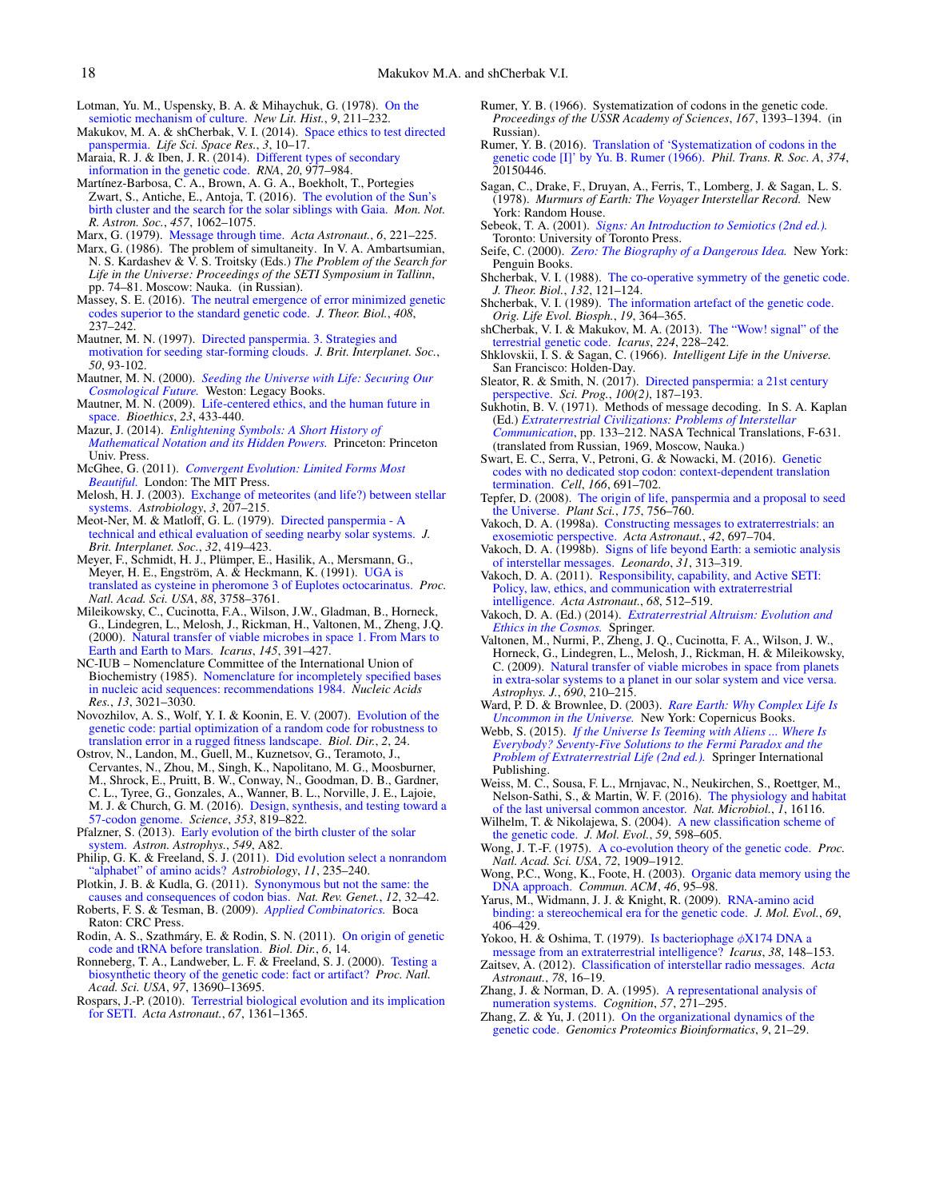Lotman, Yu. M., Uspensky, B. A. & Mihaychuk, G. (1978). On the semiotic mechanism of culture. *New Lit. Hist.*, *9*, 211–232.

Makukov, M. A. & shCherbak, V. I. (2014). Space ethics to test directed panspermia. *Life Sci. Space Res.*, *3*, 10–17.

Maraia, R. J. & Iben, J. R. (2014). Different types of secondary information in the genetic code. *RNA*, *20*, 977–984.

Martínez-Barbosa, C. A., Brown, A. G. A., Boekholt, T., Portegies Zwart, S., Antiche, E., Antoja, T. (2016). The evolution of the Sun's birth cluster and the search for the solar siblings with Gaia. *Mon. Not. R. Astron. Soc.*, *457*, 1062–1075.

Marx, G. (1979). Message through time. *Acta Astronaut.*, *6*, 221–225.

Marx, G. (1986). The problem of simultaneity. In V. A. Ambartsumian, N. S. Kardashev & V. S. Troitsky (Eds.) *The Problem of the Search for Life in the Universe: Proceedings of the SETI Symposium in Tallinn*, pp. 74–81. Moscow: Nauka. (in Russian).

Massey, S. E. (2016). The neutral emergence of error minimized genetic codes superior to the standard genetic code. *J. Theor. Biol.*, *408*, 237–242.

Mautner, M. N. (1997). Directed panspermia. 3. Strategies and motivation for seeding star-forming clouds. *J. Brit. Interplanet. Soc.*, *50*, 93-102.

Mautner, M. N. (2000). *Seeding the Universe with Life: Securing Our Cosmological Future.* Weston: Legacy Books.

Mautner, M. N. (2009). Life-centered ethics, and the human future in space. *Bioethics*, *23*, 433-440.

Mazur, J. (2014). *Enlightening Symbols: A Short History of Mathematical Notation and its Hidden Powers.* Princeton: Princeton Univ. Press.

McGhee, G. (2011). *Convergent Evolution: Limited Forms Most Beautiful.* London: The MIT Press.

Melosh, H. J. (2003). Exchange of meteorites (and life?) between stellar systems. *Astrobiology*, *3*, 207–215.

Meot-Ner, M. & Matloff, G. L. (1979). Directed panspermia - A technical and ethical evaluation of seeding nearby solar systems. *J. Brit. Interplanet. Soc.*, *32*, 419–423.

Meyer, F., Schmidt, H. J., Plümper, E., Hasilik, A., Mersmann, G., Meyer, H. E., Engström, A. & Heckmann, K. (1991). UGA is translated as cysteine in pheromone 3 of Euplotes octocarinatus. *Proc. Natl. Acad. Sci. USA*, *88*, 3758–3761.

Mileikowsky, C., Cucinotta, F.A., Wilson, J.W., Gladman, B., Horneck, G., Lindegren, L., Melosh, J., Rickman, H., Valtonen, M., Zheng, J.Q. (2000). Natural transfer of viable microbes in space 1. From Mars to Earth and Earth to Mars. *Icarus*, *145*, 391–427.

NC-IUB – Nomenclature Committee of the International Union of Biochemistry (1985). Nomenclature for incompletely specified bases in nucleic acid sequences: recommendations 1984. *Nucleic Acids Res.*, *13*, 3021–3030.

Novozhilov, A. S., Wolf, Y. I. & Koonin, E. V. (2007). Evolution of the genetic code: partial optimization of a random code for robustness to translation error in a rugged fitness landscape. *Biol. Dir.*, *2*, 24.

Ostrov, N., Landon, M., Guell, M., Kuznetsov, G., Teramoto, J., Cervantes, N., Zhou, M., Singh, K., Napolitano, M. G., Moosburner, M., Shrock, E., Pruitt, B. W., Conway, N., Goodman, D. B., Gardner, C. L., Tyree, G., Gonzales, A., Wanner, B. L., Norville, J. E., Lajoie, M. J. & Church, G. M. (2016). Design, synthesis, and testing toward a 57-codon genome. *Science*, *353*, 819–822.

Pfalzner, S. (2013). Early evolution of the birth cluster of the solar system. *Astron. Astrophys.*, *549*, A82.

Philip, G. K. & Freeland, S. J. (2011). Did evolution select a nonrandom "alphabet" of amino acids? *Astrobiology*, *11*, 235–240.

Plotkin, J. B. & Kudla, G. (2011). Synonymous but not the same: the causes and consequences of codon bias. *Nat. Rev. Genet.*, *12*, 32–42.

Roberts, F. S. & Tesman, B. (2009). *Applied Combinatorics.* Boca Raton: CRC Press.

Rodin, A. S., Szathmáry, E. & Rodin, S. N. (2011). On origin of genetic code and tRNA before translation. *Biol. Dir.*, *6*, 14.

Ronneberg, T. A., Landweber, L. F. & Freeland, S. J. (2000). Testing a biosynthetic theory of the genetic code: fact or artifact? *Proc. Natl. Acad. Sci. USA*, *97*, 13690–13695.

Rospars, J.-P. (2010). Terrestrial biological evolution and its implication for SETI. *Acta Astronaut.*, *67*, 1361–1365.

Rumer, Y. B. (1966). Systematization of codons in the genetic code. *Proceedings of the USSR Academy of Sciences*, *167*, 1393–1394. (in Russian).

Rumer, Y. B. (2016). Translation of 'Systematization of codons in the genetic code [I]' by Yu. B. Rumer (1966). *Phil. Trans. R. Soc. A*, *374*, 20150446.

Sagan, C., Drake, F., Druyan, A., Ferris, T., Lomberg, J. & Sagan, L. S. (1978). *Murmurs of Earth: The Voyager Interstellar Record.* New York: Random House.

Sebeok, T. A. (2001). *Signs: An Introduction to Semiotics (2nd ed.).* Toronto: University of Toronto Press.

Seife, C. (2000). *Zero: The Biography of a Dangerous Idea.* New York: Penguin Books.

Shcherbak, V. I. (1988). The co-operative symmetry of the genetic code. *J. Theor. Biol.*, *132*, 121–124.

Shcherbak, V. I. (1989). The information artefact of the genetic code. *Orig. Life Evol. Biosph.*, *19*, 364–365.

shCherbak, V. I. & Makukov, M. A. (2013). The "Wow! signal" of the terrestrial genetic code. *Icarus*, *224*, 228–242.

Shklovskii, I. S. & Sagan, C. (1966). *Intelligent Life in the Universe.* San Francisco: Holden-Day.

Sleator, R. & Smith, N. (2017). Directed panspermia: a 21st century perspective. *Sci. Prog.*, *100(2)*, 187–193.

Sukhotin, B. V. (1971). Methods of message decoding. In S. A. Kaplan (Ed.) *Extraterrestrial Civilizations: Problems of Interstellar Communication*, pp. 133–212. NASA Technical Translations, F-631. (translated from Russian, 1969, Moscow, Nauka.)

Swart, E. C., Serra, V., Petroni, G. & Nowacki, M. (2016). Genetic codes with no dedicated stop codon: context-dependent translation termination. *Cell*, *166*, 691–702.

Tepfer, D. (2008). The origin of life, panspermia and a proposal to seed the Universe. *Plant Sci.*, *175*, 756–760.

Vakoch, D. A. (1998a). Constructing messages to extraterrestrials: an exosemiotic perspective. *Acta Astronaut.*, *42*, 697–704.

Vakoch, D. A. (1998b). Signs of life beyond Earth: a semiotic analysis of interstellar messages. *Leonardo*, *31*, 313–319.

Vakoch, D. A. (2011). Responsibility, capability, and Active SETI: Policy, law, ethics, and communication with extraterrestrial intelligence. *Acta Astronaut.*, *68*, 512–519.

Vakoch, D. A. (Ed.) (2014). *Extraterrestrial Altruism: Evolution and Ethics in the Cosmos.* Springer.

Valtonen, M., Nurmi, P., Zheng, J. Q., Cucinotta, F. A., Wilson, J. W., Horneck, G., Lindegren, L., Melosh, J., Rickman, H. & Mileikowsky, C. (2009). Natural transfer of viable microbes in space from planets in extra-solar systems to a planet in our solar system and vice versa. *Astrophys. J.*, *690*, 210–215.

Ward, P. D. & Brownlee, D. (2003). *Rare Earth: Why Complex Life Is Uncommon in the Universe.* New York: Copernicus Books.

Webb, S. (2015). *If the Universe Is Teeming with Aliens ... Where Is Everybody? Seventy-Five Solutions to the Fermi Paradox and the Problem of Extraterrestrial Life (2nd ed.).* Springer International Publishing.

Weiss, M. C., Sousa, F. L., Mrnjavac, N., Neukirchen, S., Roettger, M., Nelson-Sathi, S., & Martin, W. F. (2016). The physiology and habitat of the last universal common ancestor. *Nat. Microbiol.*, *1*, 16116.

Wilhelm, T. & Nikolajewa, S. (2004). A new classification scheme of the genetic code. *J. Mol. Evol.*, *59*, 598–605.

Wong, J. T.-F. (1975). A co-evolution theory of the genetic code. *Proc. Natl. Acad. Sci. USA*, *72*, 1909–1912.

Wong, P.C., Wong, K., Foote, H. (2003). Organic data memory using the DNA approach. *Commun. ACM*, *46*, 95–98.

Yarus, M., Widmann, J. J. & Knight, R. (2009). RNA-amino acid binding: a stereochemical era for the genetic code. *J. Mol. Evol.*, *69*, 406–429.

Yokoo, H. & Oshima, T. (1979). Is bacteriophage $\phi$X174 DNA a message from an extraterrestrial intelligence? *Icarus*, *38*, 148–153.

Zaitsev, A. (2012). Classification of interstellar radio messages. *Acta Astronaut.*, *78*, 16–19.

Zhang, J. & Norman, D. A. (1995). A representational analysis of numeration systems. *Cognition*, *57*, 271–295.

Zhang, Z. & Yu, J. (2011). On the organizational dynamics of the genetic code. *Genomics Proteomics Bioinformatics*, *9*, 21–29.